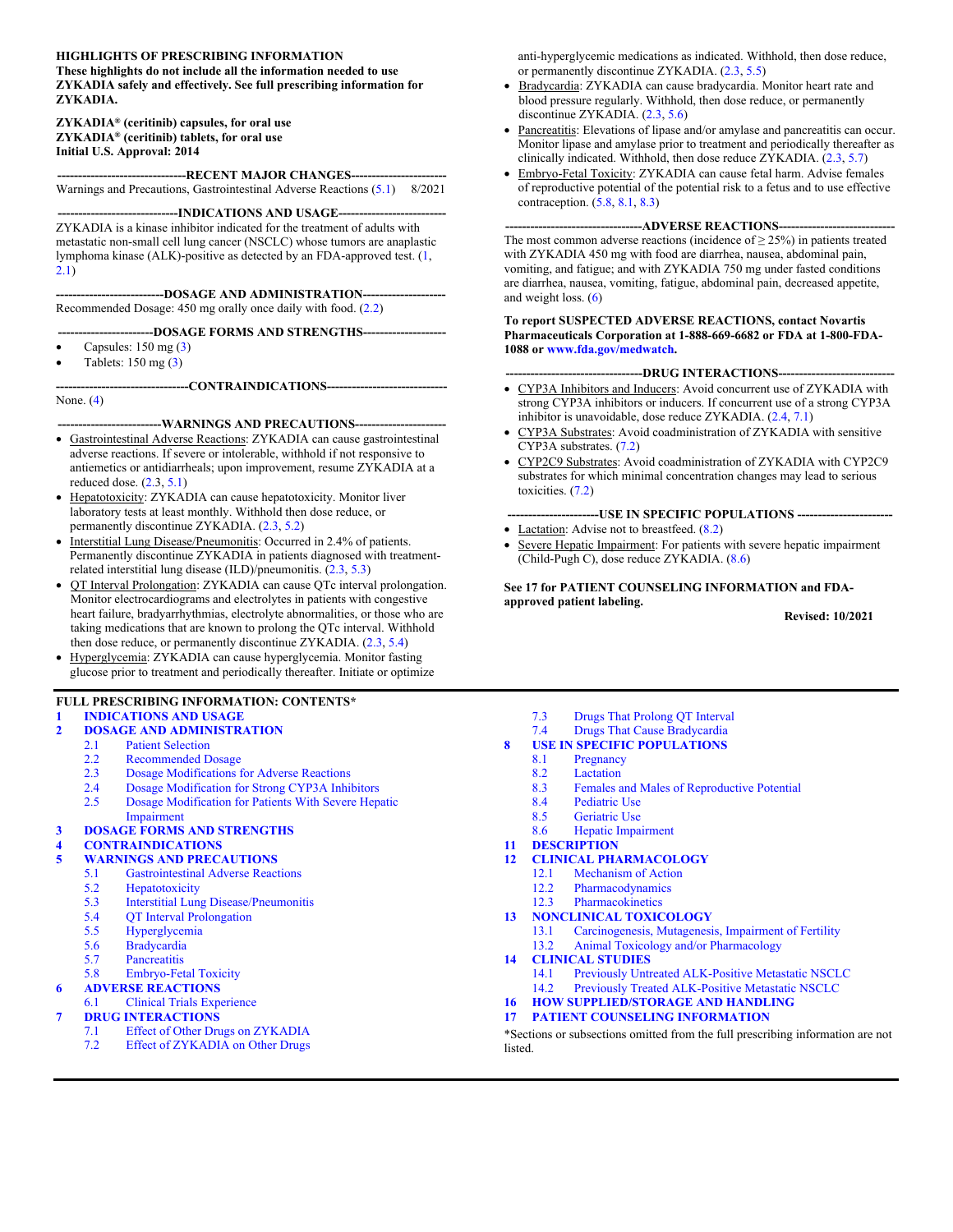**HIGHLIGHTS OF PRESCRIBING INFORMATION**
**These highlights do not include all the information needed to use ZYKADIA safely and effectively. See full prescribing information for ZYKADIA.**

**ZYKADIA® (ceritinib) capsules, for oral use**
**ZYKADIA® (ceritinib) tablets, for oral use**
**Initial U.S. Approval: 2014**

**----------------------------RECENT MAJOR CHANGES----------------------------**

Warnings and Precautions, Gastrointestinal Adverse Reactions (5.1) 8/2021

**----------------------------INDICATIONS AND USAGE----------------------------**

ZYKADIA is a kinase inhibitor indicated for the treatment of adults with metastatic non-small cell lung cancer (NSCLC) whose tumors are anaplastic lymphoma kinase (ALK)-positive as detected by an FDA-approved test. (1, 2.1)

**----------------------------DOSAGE AND ADMINISTRATION----------------------------**

Recommended Dosage: 450 mg orally once daily with food. (2.2)

**----------------------------DOSAGE FORMS AND STRENGTHS----------------------------**

- Capsules: 150 mg (3)
- Tablets: 150 mg (3)

**----------------------------CONTRAINDICATIONS----------------------------**

None. (4)

**----------------------------WARNINGS AND PRECAUTIONS----------------------------**

- Gastrointestinal Adverse Reactions: ZYKADIA can cause gastrointestinal adverse reactions. If severe or intolerable, withhold if not responsive to antiemetics or antidiarrheals; upon improvement, resume ZYKADIA at a reduced dose. (2.3, 5.1)
- Hepatotoxicity: ZYKADIA can cause hepatotoxicity. Monitor liver laboratory tests at least monthly. Withhold then dose reduce, or permanently discontinue ZYKADIA. (2.3, 5.2)
- Interstitial Lung Disease/Pneumonitis: Occurred in 2.4% of patients. Permanently discontinue ZYKADIA in patients diagnosed with treatment-related interstitial lung disease (ILD)/pneumonitis. (2.3, 5.3)
- QT Interval Prolongation: ZYKADIA can cause QTc interval prolongation. Monitor electrocardiograms and electrolytes in patients with congestive heart failure, bradyarrhythmias, electrolyte abnormalities, or those who are taking medications that are known to prolong the QTc interval. Withhold then dose reduce, or permanently discontinue ZYKADIA. (2.3, 5.4)
- Hyperglycemia: ZYKADIA can cause hyperglycemia. Monitor fasting glucose prior to treatment and periodically thereafter. Initiate or optimize anti-hyperglycemic medications as indicated. Withhold, then dose reduce, or permanently discontinue ZYKADIA. (2.3, 5.5)
- Bradycardia: ZYKADIA can cause bradycardia. Monitor heart rate and blood pressure regularly. Withhold, then dose reduce, or permanently discontinue ZYKADIA. (2.3, 5.6)
- Pancreatitis: Elevations of lipase and/or amylase and pancreatitis can occur. Monitor lipase and amylase prior to treatment and periodically thereafter as clinically indicated. Withhold, then dose reduce ZYKADIA. (2.3, 5.7)
- Embryo-Fetal Toxicity: ZYKADIA can cause fetal harm. Advise females of reproductive potential of the potential risk to a fetus and to use effective contraception. (5.8, 8.1, 8.3)

**----------------------------ADVERSE REACTIONS----------------------------**

The most common adverse reactions (incidence of ≥ 25%) in patients treated with ZYKADIA 450 mg with food are diarrhea, nausea, abdominal pain, vomiting, and fatigue; and with ZYKADIA 750 mg under fasted conditions are diarrhea, nausea, vomiting, fatigue, abdominal pain, decreased appetite, and weight loss. (6)

**To report SUSPECTED ADVERSE REACTIONS, contact Novartis Pharmaceuticals Corporation at 1-888-669-6682 or FDA at 1-800-FDA-1088 or www.fda.gov/medwatch.**

**----------------------------DRUG INTERACTIONS----------------------------**

- CYP3A Inhibitors and Inducers: Avoid concurrent use of ZYKADIA with strong CYP3A inhibitors or inducers. If concurrent use of a strong CYP3A inhibitor is unavoidable, dose reduce ZYKADIA. (2.4, 7.1)
- CYP3A Substrates: Avoid coadministration of ZYKADIA with sensitive CYP3A substrates. (7.2)
- CYP2C9 Substrates: Avoid coadministration of ZYKADIA with CYP2C9 substrates for which minimal concentration changes may lead to serious toxicities. (7.2)

**----------------------------USE IN SPECIFIC POPULATIONS----------------------------**

- Lactation: Advise not to breastfeed. (8.2)
- Severe Hepatic Impairment: For patients with severe hepatic impairment (Child-Pugh C), dose reduce ZYKADIA. (8.6)

**See 17 for PATIENT COUNSELING INFORMATION and FDA-approved patient labeling.**

**Revised: 10/2021**

---

**FULL PRESCRIBING INFORMATION: CONTENTS***

**1 INDICATIONS AND USAGE**
**2 DOSAGE AND ADMINISTRATION**
- 2.1 Patient Selection
- 2.2 Recommended Dosage
- 2.3 Dosage Modifications for Adverse Reactions
- 2.4 Dosage Modification for Strong CYP3A Inhibitors
- 2.5 Dosage Modification for Patients With Severe Hepatic Impairment

**3 DOSAGE FORMS AND STRENGTHS**
**4 CONTRAINDICATIONS**
**5 WARNINGS AND PRECAUTIONS**
- 5.1 Gastrointestinal Adverse Reactions
- 5.2 Hepatotoxicity
- 5.3 Interstitial Lung Disease/Pneumonitis
- 5.4 QT Interval Prolongation
- 5.5 Hyperglycemia
- 5.6 Bradycardia
- 5.7 Pancreatitis
- 5.8 Embryo-Fetal Toxicity

**6 ADVERSE REACTIONS**
- 6.1 Clinical Trials Experience

**7 DRUG INTERACTIONS**
- 7.1 Effect of Other Drugs on ZYKADIA
- 7.2 Effect of ZYKADIA on Other Drugs
- 7.3 Drugs That Prolong QT Interval
- 7.4 Drugs That Cause Bradycardia

**8 USE IN SPECIFIC POPULATIONS**
- 8.1 Pregnancy
- 8.2 Lactation
- 8.3 Females and Males of Reproductive Potential
- 8.4 Pediatric Use
- 8.5 Geriatric Use
- 8.6 Hepatic Impairment

**11 DESCRIPTION**
**12 CLINICAL PHARMACOLOGY**
- 12.1 Mechanism of Action
- 12.2 Pharmacodynamics
- 12.3 Pharmacokinetics

**13 NONCLINICAL TOXICOLOGY**
- 13.1 Carcinogenesis, Mutagenesis, Impairment of Fertility
- 13.2 Animal Toxicology and/or Pharmacology

**14 CLINICAL STUDIES**
- 14.1 Previously Untreated ALK-Positive Metastatic NSCLC
- 14.2 Previously Treated ALK-Positive Metastatic NSCLC

**16 HOW SUPPLIED/STORAGE AND HANDLING**
**17 PATIENT COUNSELING INFORMATION**

*Sections or subsections omitted from the full prescribing information are not listed.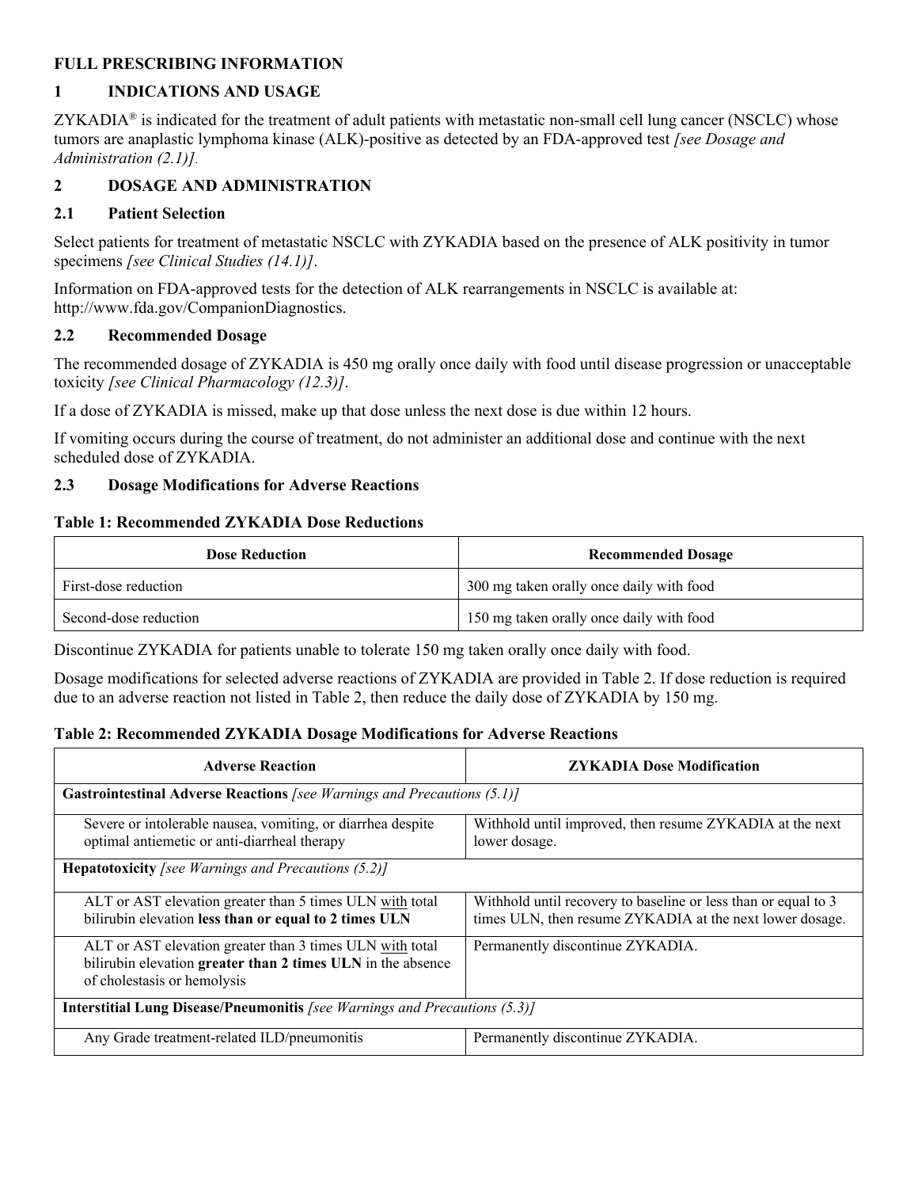# FULL PRESCRIBING INFORMATION

## 1 INDICATIONS AND USAGE

ZYKADIA® is indicated for the treatment of adult patients with metastatic non-small cell lung cancer (NSCLC) whose tumors are anaplastic lymphoma kinase (ALK)-positive as detected by an FDA-approved test *[see Dosage and Administration (2.1)]*.

## 2 DOSAGE AND ADMINISTRATION

### 2.1 Patient Selection

Select patients for treatment of metastatic NSCLC with ZYKADIA based on the presence of ALK positivity in tumor specimens *[see Clinical Studies (14.1)]*.

Information on FDA-approved tests for the detection of ALK rearrangements in NSCLC is available at: http://www.fda.gov/CompanionDiagnostics.

### 2.2 Recommended Dosage

The recommended dosage of ZYKADIA is 450 mg orally once daily with food until disease progression or unacceptable toxicity *[see Clinical Pharmacology (12.3)]*.

If a dose of ZYKADIA is missed, make up that dose unless the next dose is due within 12 hours.

If vomiting occurs during the course of treatment, do not administer an additional dose and continue with the next scheduled dose of ZYKADIA.

### 2.3 Dosage Modifications for Adverse Reactions

**Table 1: Recommended ZYKADIA Dose Reductions**

| Dose Reduction | Recommended Dosage |
| --- | --- |
| First-dose reduction | 300 mg taken orally once daily with food |
| Second-dose reduction | 150 mg taken orally once daily with food |

Discontinue ZYKADIA for patients unable to tolerate 150 mg taken orally once daily with food.

Dosage modifications for selected adverse reactions of ZYKADIA are provided in Table 2. If dose reduction is required due to an adverse reaction not listed in Table 2, then reduce the daily dose of ZYKADIA by 150 mg.

**Table 2: Recommended ZYKADIA Dosage Modifications for Adverse Reactions**

| Adverse Reaction | ZYKADIA Dose Modification |
| --- | --- |
| **Gastrointestinal Adverse Reactions** *[see Warnings and Precautions (5.1)]* | |
| Severe or intolerable nausea, vomiting, or diarrhea despite optimal antiemetic or anti-diarrheal therapy | Withhold until improved, then resume ZYKADIA at the next lower dosage. |
| **Hepatotoxicity** *[see Warnings and Precautions (5.2)]* | |
| ALT or AST elevation greater than 5 times ULN with total bilirubin elevation **less than or equal to 2 times ULN** | Withhold until recovery to baseline or less than or equal to 3 times ULN, then resume ZYKADIA at the next lower dosage. |
| ALT or AST elevation greater than 3 times ULN with total bilirubin elevation **greater than 2 times ULN** in the absence of cholestasis or hemolysis | Permanently discontinue ZYKADIA. |
| **Interstitial Lung Disease/Pneumonitis** *[see Warnings and Precautions (5.3)]* | |
| Any Grade treatment-related ILD/pneumonitis | Permanently discontinue ZYKADIA. |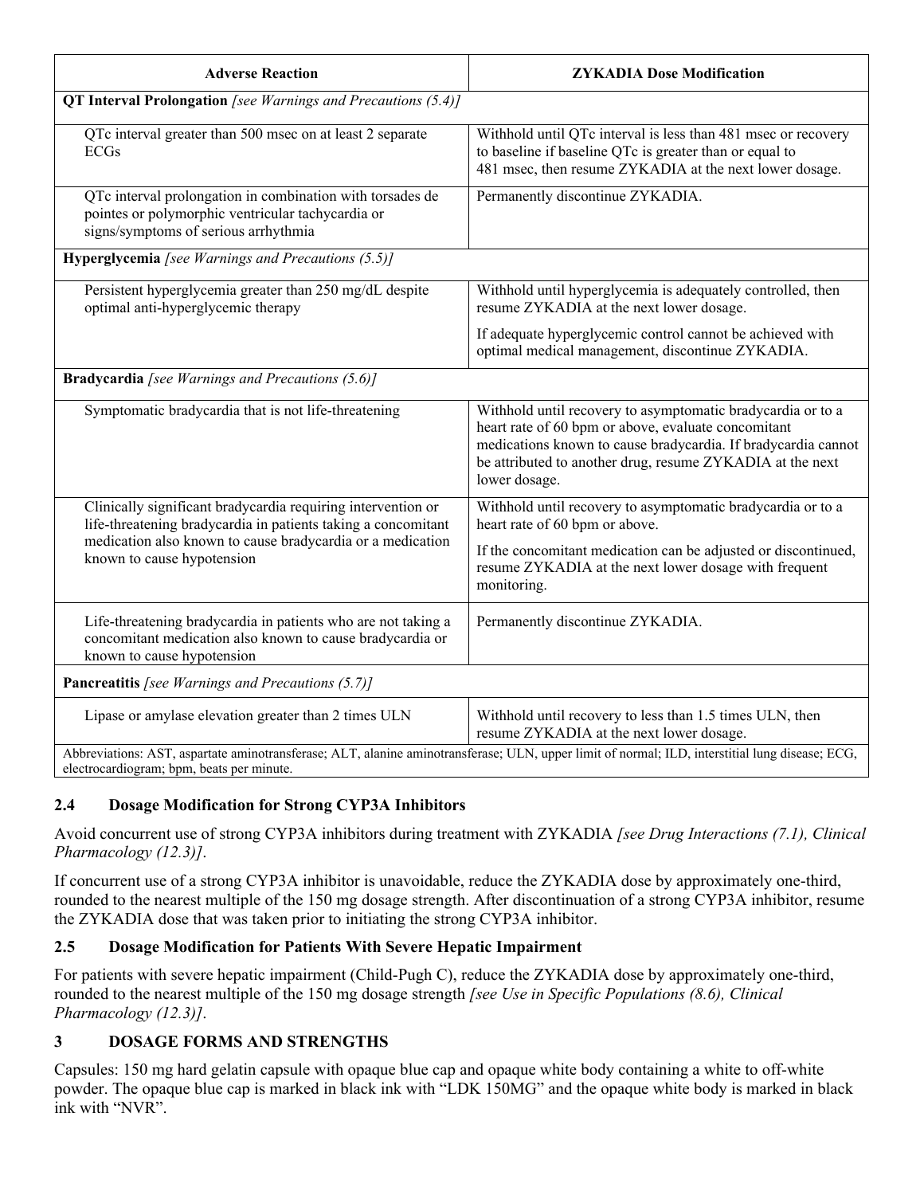| Adverse Reaction | ZYKADIA Dose Modification |
|---|---|
| **QT Interval Prolongation** *[see Warnings and Precautions (5.4)]* | |
| QTc interval greater than 500 msec on at least 2 separate ECGs | Withhold until QTc interval is less than 481 msec or recovery to baseline if baseline QTc is greater than or equal to 481 msec, then resume ZYKADIA at the next lower dosage. |
| QTc interval prolongation in combination with torsades de pointes or polymorphic ventricular tachycardia or signs/symptoms of serious arrhythmia | Permanently discontinue ZYKADIA. |
| **Hyperglycemia** *[see Warnings and Precautions (5.5)]* | |
| Persistent hyperglycemia greater than 250 mg/dL despite optimal anti-hyperglycemic therapy | Withhold until hyperglycemia is adequately controlled, then resume ZYKADIA at the next lower dosage. If adequate hyperglycemic control cannot be achieved with optimal medical management, discontinue ZYKADIA. |
| **Bradycardia** *[see Warnings and Precautions (5.6)]* | |
| Symptomatic bradycardia that is not life-threatening | Withhold until recovery to asymptomatic bradycardia or to a heart rate of 60 bpm or above, evaluate concomitant medications known to cause bradycardia. If bradycardia cannot be attributed to another drug, resume ZYKADIA at the next lower dosage. |
| Clinically significant bradycardia requiring intervention or life-threatening bradycardia in patients taking a concomitant medication also known to cause bradycardia or a medication known to cause hypotension | Withhold until recovery to asymptomatic bradycardia or to a heart rate of 60 bpm or above. If the concomitant medication can be adjusted or discontinued, resume ZYKADIA at the next lower dosage with frequent monitoring. |
| Life-threatening bradycardia in patients who are not taking a concomitant medication also known to cause bradycardia or known to cause hypotension | Permanently discontinue ZYKADIA. |
| **Pancreatitis** *[see Warnings and Precautions (5.7)]* | |
| Lipase or amylase elevation greater than 2 times ULN | Withhold until recovery to less than 1.5 times ULN, then resume ZYKADIA at the next lower dosage. |

Abbreviations: AST, aspartate aminotransferase; ALT, alanine aminotransferase; ULN, upper limit of normal; ILD, interstitial lung disease; ECG, electrocardiogram; bpm, beats per minute.

### 2.4 Dosage Modification for Strong CYP3A Inhibitors

Avoid concurrent use of strong CYP3A inhibitors during treatment with ZYKADIA *[see Drug Interactions (7.1), Clinical Pharmacology (12.3)]*.

If concurrent use of a strong CYP3A inhibitor is unavoidable, reduce the ZYKADIA dose by approximately one-third, rounded to the nearest multiple of the 150 mg dosage strength. After discontinuation of a strong CYP3A inhibitor, resume the ZYKADIA dose that was taken prior to initiating the strong CYP3A inhibitor.

### 2.5 Dosage Modification for Patients With Severe Hepatic Impairment

For patients with severe hepatic impairment (Child-Pugh C), reduce the ZYKADIA dose by approximately one-third, rounded to the nearest multiple of the 150 mg dosage strength *[see Use in Specific Populations (8.6), Clinical Pharmacology (12.3)]*.

## 3 DOSAGE FORMS AND STRENGTHS

Capsules: 150 mg hard gelatin capsule with opaque blue cap and opaque white body containing a white to off-white powder. The opaque blue cap is marked in black ink with "LDK 150MG" and the opaque white body is marked in black ink with "NVR".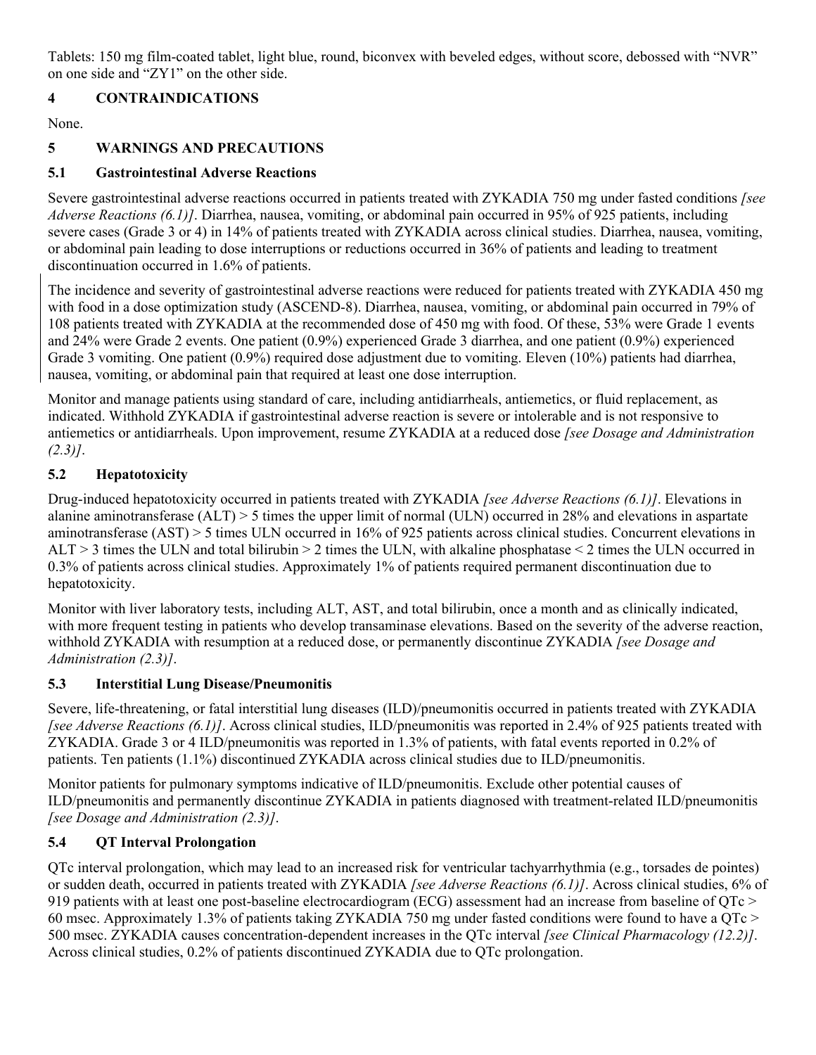Tablets: 150 mg film-coated tablet, light blue, round, biconvex with beveled edges, without score, debossed with "NVR" on one side and "ZY1" on the other side.

## 4 CONTRAINDICATIONS

None.

## 5 WARNINGS AND PRECAUTIONS

### 5.1 Gastrointestinal Adverse Reactions

Severe gastrointestinal adverse reactions occurred in patients treated with ZYKADIA 750 mg under fasted conditions *[see Adverse Reactions (6.1)]*. Diarrhea, nausea, vomiting, or abdominal pain occurred in 95% of 925 patients, including severe cases (Grade 3 or 4) in 14% of patients treated with ZYKADIA across clinical studies. Diarrhea, nausea, vomiting, or abdominal pain leading to dose interruptions or reductions occurred in 36% of patients and leading to treatment discontinuation occurred in 1.6% of patients.

The incidence and severity of gastrointestinal adverse reactions were reduced for patients treated with ZYKADIA 450 mg with food in a dose optimization study (ASCEND-8). Diarrhea, nausea, vomiting, or abdominal pain occurred in 79% of 108 patients treated with ZYKADIA at the recommended dose of 450 mg with food. Of these, 53% were Grade 1 events and 24% were Grade 2 events. One patient (0.9%) experienced Grade 3 diarrhea, and one patient (0.9%) experienced Grade 3 vomiting. One patient (0.9%) required dose adjustment due to vomiting. Eleven (10%) patients had diarrhea, nausea, vomiting, or abdominal pain that required at least one dose interruption.

Monitor and manage patients using standard of care, including antidiarrheals, antiemetics, or fluid replacement, as indicated. Withhold ZYKADIA if gastrointestinal adverse reaction is severe or intolerable and is not responsive to antiemetics or antidiarrheals. Upon improvement, resume ZYKADIA at a reduced dose *[see Dosage and Administration (2.3)]*.

### 5.2 Hepatotoxicity

Drug-induced hepatotoxicity occurred in patients treated with ZYKADIA *[see Adverse Reactions (6.1)]*. Elevations in alanine aminotransferase (ALT) > 5 times the upper limit of normal (ULN) occurred in 28% and elevations in aspartate aminotransferase (AST) > 5 times ULN occurred in 16% of 925 patients across clinical studies. Concurrent elevations in ALT > 3 times the ULN and total bilirubin > 2 times the ULN, with alkaline phosphatase < 2 times the ULN occurred in 0.3% of patients across clinical studies. Approximately 1% of patients required permanent discontinuation due to hepatotoxicity.

Monitor with liver laboratory tests, including ALT, AST, and total bilirubin, once a month and as clinically indicated, with more frequent testing in patients who develop transaminase elevations. Based on the severity of the adverse reaction, withhold ZYKADIA with resumption at a reduced dose, or permanently discontinue ZYKADIA *[see Dosage and Administration (2.3)]*.

### 5.3 Interstitial Lung Disease/Pneumonitis

Severe, life-threatening, or fatal interstitial lung diseases (ILD)/pneumonitis occurred in patients treated with ZYKADIA *[see Adverse Reactions (6.1)]*. Across clinical studies, ILD/pneumonitis was reported in 2.4% of 925 patients treated with ZYKADIA. Grade 3 or 4 ILD/pneumonitis was reported in 1.3% of patients, with fatal events reported in 0.2% of patients. Ten patients (1.1%) discontinued ZYKADIA across clinical studies due to ILD/pneumonitis.

Monitor patients for pulmonary symptoms indicative of ILD/pneumonitis. Exclude other potential causes of ILD/pneumonitis and permanently discontinue ZYKADIA in patients diagnosed with treatment-related ILD/pneumonitis *[see Dosage and Administration (2.3)]*.

### 5.4 QT Interval Prolongation

QTc interval prolongation, which may lead to an increased risk for ventricular tachyarrhythmia (e.g., torsades de pointes) or sudden death, occurred in patients treated with ZYKADIA *[see Adverse Reactions (6.1)]*. Across clinical studies, 6% of 919 patients with at least one post-baseline electrocardiogram (ECG) assessment had an increase from baseline of QTc > 60 msec. Approximately 1.3% of patients taking ZYKADIA 750 mg under fasted conditions were found to have a QTc > 500 msec. ZYKADIA causes concentration-dependent increases in the QTc interval *[see Clinical Pharmacology (12.2)]*. Across clinical studies, 0.2% of patients discontinued ZYKADIA due to QTc prolongation.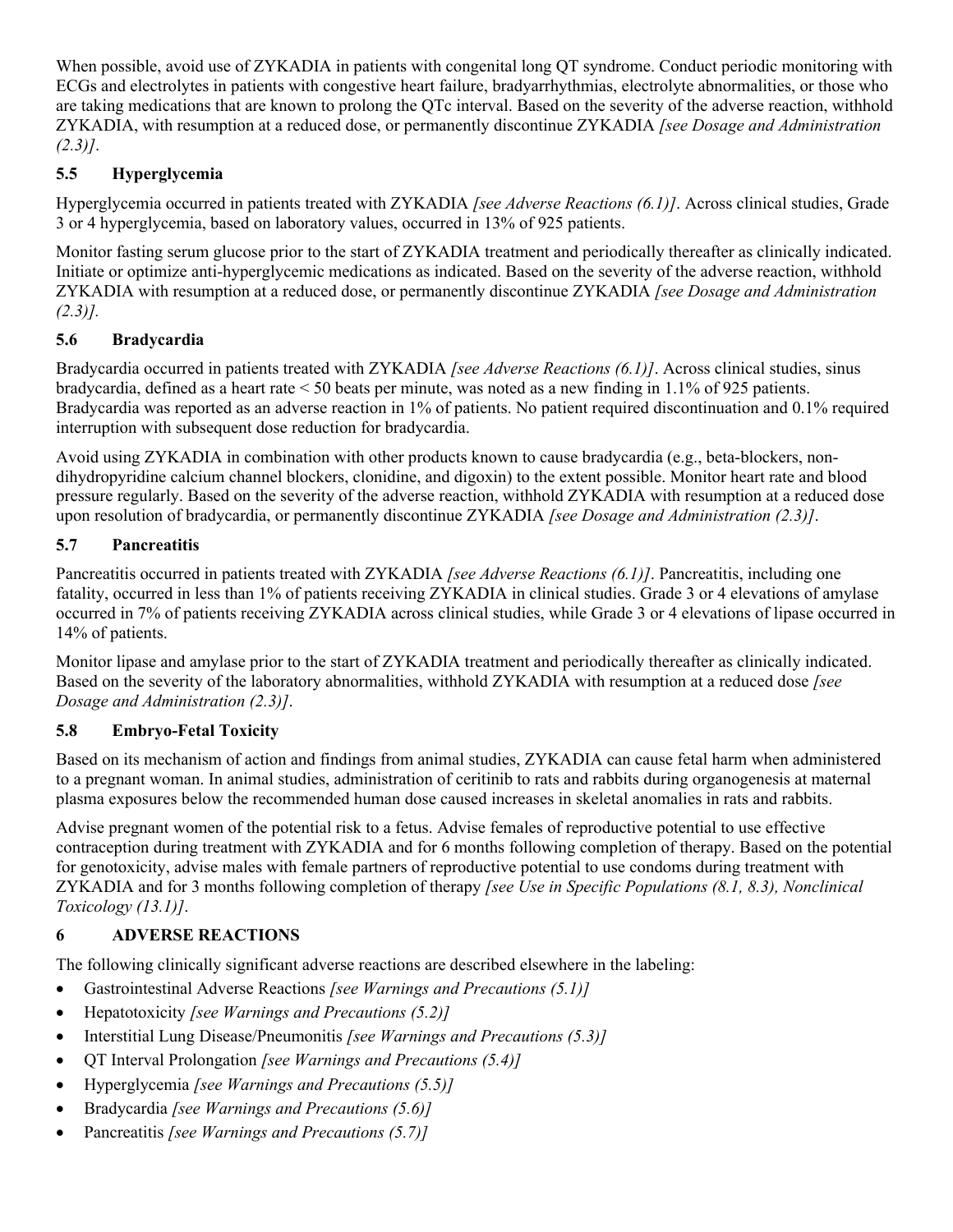When possible, avoid use of ZYKADIA in patients with congenital long QT syndrome. Conduct periodic monitoring with ECGs and electrolytes in patients with congestive heart failure, bradyarrhythmias, electrolyte abnormalities, or those who are taking medications that are known to prolong the QTc interval. Based on the severity of the adverse reaction, withhold ZYKADIA, with resumption at a reduced dose, or permanently discontinue ZYKADIA *[see Dosage and Administration (2.3)]*.

### 5.5 Hyperglycemia

Hyperglycemia occurred in patients treated with ZYKADIA *[see Adverse Reactions (6.1)]*. Across clinical studies, Grade 3 or 4 hyperglycemia, based on laboratory values, occurred in 13% of 925 patients.

Monitor fasting serum glucose prior to the start of ZYKADIA treatment and periodically thereafter as clinically indicated. Initiate or optimize anti-hyperglycemic medications as indicated. Based on the severity of the adverse reaction, withhold ZYKADIA with resumption at a reduced dose, or permanently discontinue ZYKADIA *[see Dosage and Administration (2.3)].*

### 5.6 Bradycardia

Bradycardia occurred in patients treated with ZYKADIA *[see Adverse Reactions (6.1)]*. Across clinical studies, sinus bradycardia, defined as a heart rate < 50 beats per minute, was noted as a new finding in 1.1% of 925 patients. Bradycardia was reported as an adverse reaction in 1% of patients. No patient required discontinuation and 0.1% required interruption with subsequent dose reduction for bradycardia.

Avoid using ZYKADIA in combination with other products known to cause bradycardia (e.g., beta-blockers, non-dihydropyridine calcium channel blockers, clonidine, and digoxin) to the extent possible. Monitor heart rate and blood pressure regularly. Based on the severity of the adverse reaction, withhold ZYKADIA with resumption at a reduced dose upon resolution of bradycardia, or permanently discontinue ZYKADIA *[see Dosage and Administration (2.3)]*.

### 5.7 Pancreatitis

Pancreatitis occurred in patients treated with ZYKADIA *[see Adverse Reactions (6.1)]*. Pancreatitis, including one fatality, occurred in less than 1% of patients receiving ZYKADIA in clinical studies. Grade 3 or 4 elevations of amylase occurred in 7% of patients receiving ZYKADIA across clinical studies, while Grade 3 or 4 elevations of lipase occurred in 14% of patients.

Monitor lipase and amylase prior to the start of ZYKADIA treatment and periodically thereafter as clinically indicated. Based on the severity of the laboratory abnormalities, withhold ZYKADIA with resumption at a reduced dose *[see Dosage and Administration (2.3)]*.

### 5.8 Embryo-Fetal Toxicity

Based on its mechanism of action and findings from animal studies, ZYKADIA can cause fetal harm when administered to a pregnant woman. In animal studies, administration of ceritinib to rats and rabbits during organogenesis at maternal plasma exposures below the recommended human dose caused increases in skeletal anomalies in rats and rabbits.

Advise pregnant women of the potential risk to a fetus. Advise females of reproductive potential to use effective contraception during treatment with ZYKADIA and for 6 months following completion of therapy. Based on the potential for genotoxicity, advise males with female partners of reproductive potential to use condoms during treatment with ZYKADIA and for 3 months following completion of therapy *[see Use in Specific Populations (8.1, 8.3), Nonclinical Toxicology (13.1)]*.

## 6 ADVERSE REACTIONS

The following clinically significant adverse reactions are described elsewhere in the labeling:

- Gastrointestinal Adverse Reactions *[see Warnings and Precautions (5.1)]*
- Hepatotoxicity *[see Warnings and Precautions (5.2)]*
- Interstitial Lung Disease/Pneumonitis *[see Warnings and Precautions (5.3)]*
- QT Interval Prolongation *[see Warnings and Precautions (5.4)]*
- Hyperglycemia *[see Warnings and Precautions (5.5)]*
- Bradycardia *[see Warnings and Precautions (5.6)]*
- Pancreatitis *[see Warnings and Precautions (5.7)]*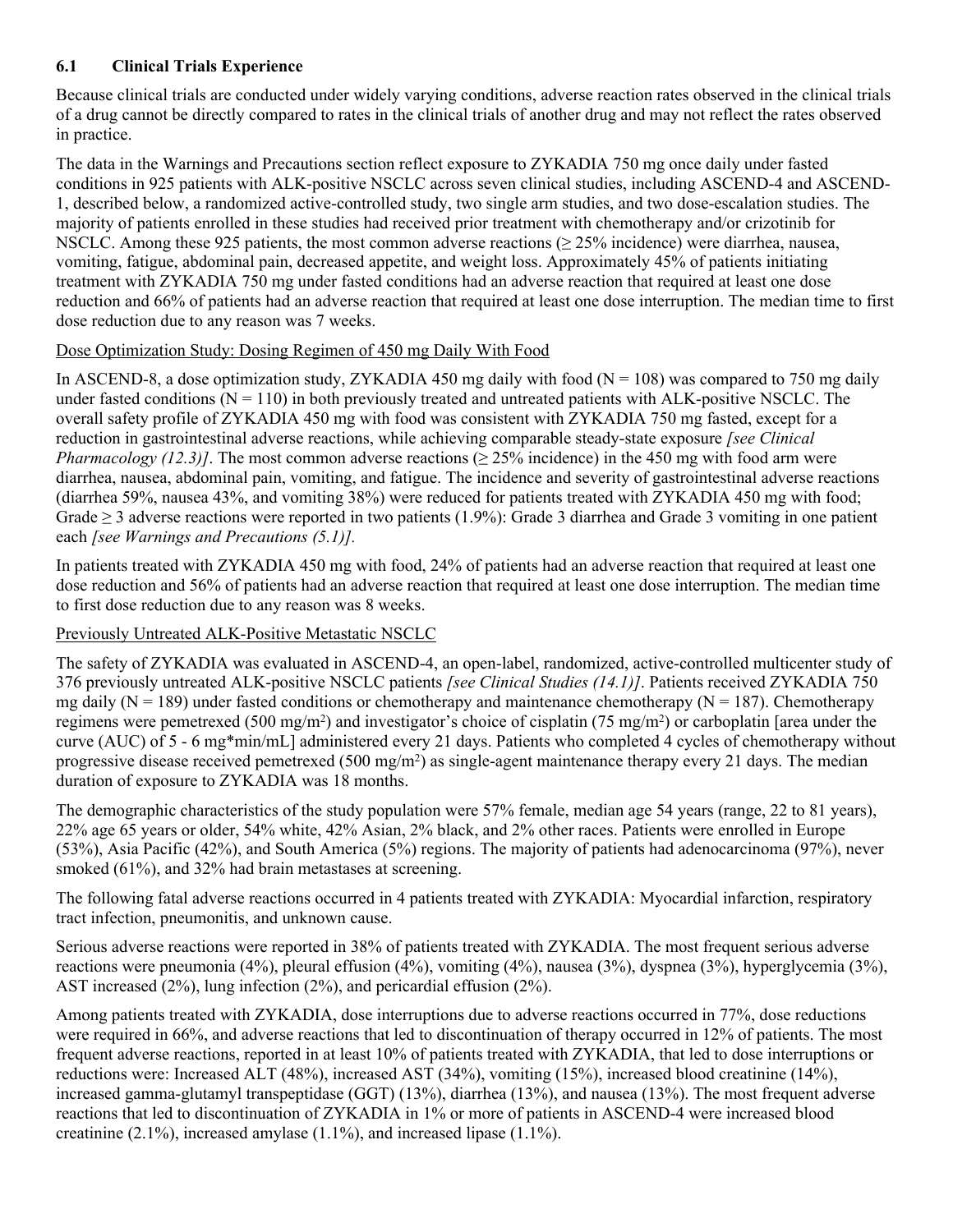### 6.1 Clinical Trials Experience

Because clinical trials are conducted under widely varying conditions, adverse reaction rates observed in the clinical trials of a drug cannot be directly compared to rates in the clinical trials of another drug and may not reflect the rates observed in practice.

The data in the Warnings and Precautions section reflect exposure to ZYKADIA 750 mg once daily under fasted conditions in 925 patients with ALK-positive NSCLC across seven clinical studies, including ASCEND-4 and ASCEND-1, described below, a randomized active-controlled study, two single arm studies, and two dose-escalation studies. The majority of patients enrolled in these studies had received prior treatment with chemotherapy and/or crizotinib for NSCLC. Among these 925 patients, the most common adverse reactions (≥ 25% incidence) were diarrhea, nausea, vomiting, fatigue, abdominal pain, decreased appetite, and weight loss. Approximately 45% of patients initiating treatment with ZYKADIA 750 mg under fasted conditions had an adverse reaction that required at least one dose reduction and 66% of patients had an adverse reaction that required at least one dose interruption. The median time to first dose reduction due to any reason was 7 weeks.

Dose Optimization Study: Dosing Regimen of 450 mg Daily With Food

In ASCEND-8, a dose optimization study, ZYKADIA 450 mg daily with food (N = 108) was compared to 750 mg daily under fasted conditions (N = 110) in both previously treated and untreated patients with ALK-positive NSCLC. The overall safety profile of ZYKADIA 450 mg with food was consistent with ZYKADIA 750 mg fasted, except for a reduction in gastrointestinal adverse reactions, while achieving comparable steady-state exposure *[see Clinical Pharmacology (12.3)]*. The most common adverse reactions (≥ 25% incidence) in the 450 mg with food arm were diarrhea, nausea, abdominal pain, vomiting, and fatigue. The incidence and severity of gastrointestinal adverse reactions (diarrhea 59%, nausea 43%, and vomiting 38%) were reduced for patients treated with ZYKADIA 450 mg with food; Grade ≥ 3 adverse reactions were reported in two patients (1.9%): Grade 3 diarrhea and Grade 3 vomiting in one patient each *[see Warnings and Precautions (5.1)].*

In patients treated with ZYKADIA 450 mg with food, 24% of patients had an adverse reaction that required at least one dose reduction and 56% of patients had an adverse reaction that required at least one dose interruption. The median time to first dose reduction due to any reason was 8 weeks.

Previously Untreated ALK-Positive Metastatic NSCLC

The safety of ZYKADIA was evaluated in ASCEND-4, an open-label, randomized, active-controlled multicenter study of 376 previously untreated ALK-positive NSCLC patients *[see Clinical Studies (14.1)]*. Patients received ZYKADIA 750 mg daily (N = 189) under fasted conditions or chemotherapy and maintenance chemotherapy (N = 187). Chemotherapy regimens were pemetrexed (500 mg/m$^2$) and investigator's choice of cisplatin (75 mg/m$^2$) or carboplatin [area under the curve (AUC) of 5 - 6 mg*min/mL] administered every 21 days. Patients who completed 4 cycles of chemotherapy without progressive disease received pemetrexed (500 mg/m$^2$) as single-agent maintenance therapy every 21 days. The median duration of exposure to ZYKADIA was 18 months.

The demographic characteristics of the study population were 57% female, median age 54 years (range, 22 to 81 years), 22% age 65 years or older, 54% white, 42% Asian, 2% black, and 2% other races. Patients were enrolled in Europe (53%), Asia Pacific (42%), and South America (5%) regions. The majority of patients had adenocarcinoma (97%), never smoked (61%), and 32% had brain metastases at screening.

The following fatal adverse reactions occurred in 4 patients treated with ZYKADIA: Myocardial infarction, respiratory tract infection, pneumonitis, and unknown cause.

Serious adverse reactions were reported in 38% of patients treated with ZYKADIA. The most frequent serious adverse reactions were pneumonia (4%), pleural effusion (4%), vomiting (4%), nausea (3%), dyspnea (3%), hyperglycemia (3%), AST increased (2%), lung infection (2%), and pericardial effusion (2%).

Among patients treated with ZYKADIA, dose interruptions due to adverse reactions occurred in 77%, dose reductions were required in 66%, and adverse reactions that led to discontinuation of therapy occurred in 12% of patients. The most frequent adverse reactions, reported in at least 10% of patients treated with ZYKADIA, that led to dose interruptions or reductions were: Increased ALT (48%), increased AST (34%), vomiting (15%), increased blood creatinine (14%), increased gamma-glutamyl transpeptidase (GGT) (13%), diarrhea (13%), and nausea (13%). The most frequent adverse reactions that led to discontinuation of ZYKADIA in 1% or more of patients in ASCEND-4 were increased blood creatinine (2.1%), increased amylase (1.1%), and increased lipase (1.1%).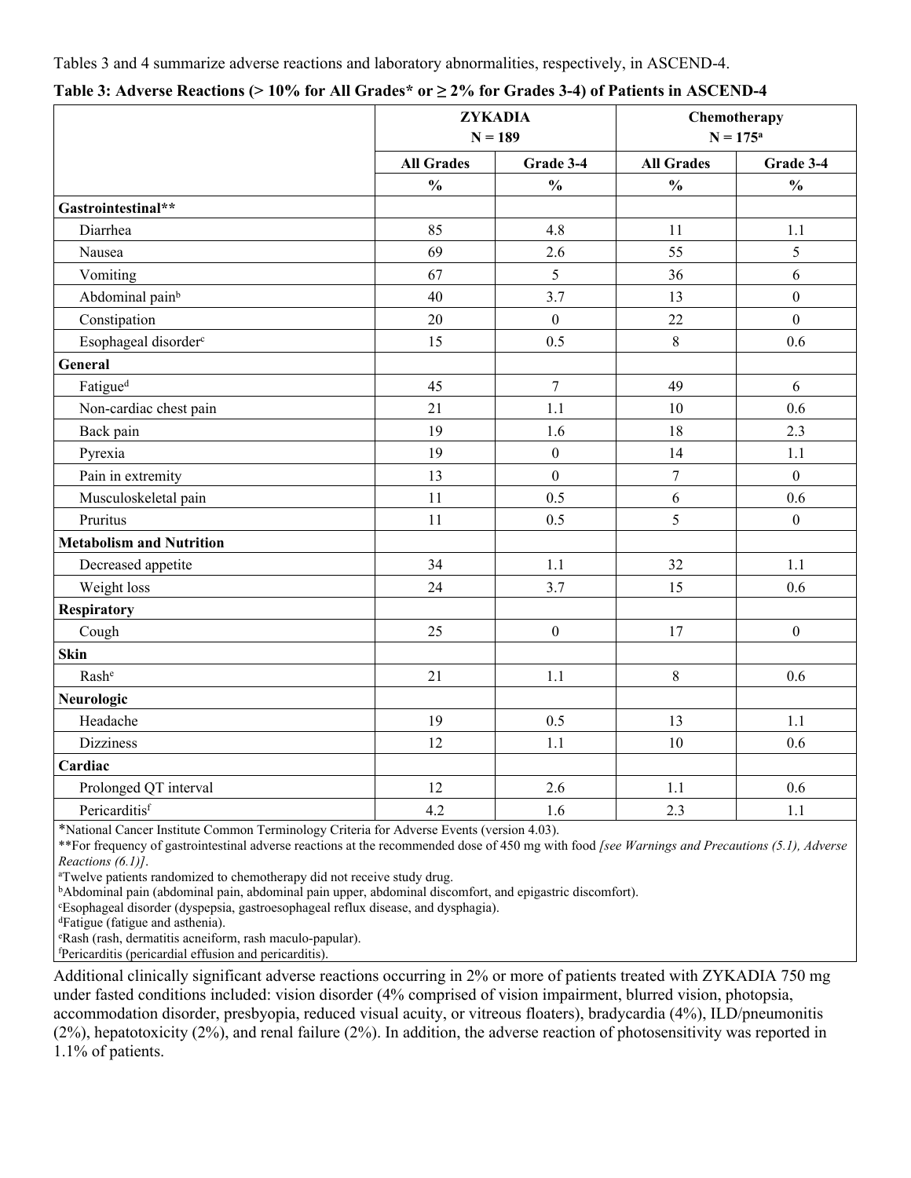Tables 3 and 4 summarize adverse reactions and laboratory abnormalities, respectively, in ASCEND-4.

**Table 3: Adverse Reactions (> 10% for All Grades* or ≥ 2% for Grades 3-4) of Patients in ASCEND-4**

| | ZYKADIA N = 189 | | Chemotherapy N = 175[a] | |
|---|---|---|---|---|
| | All Grades | Grade 3-4 | All Grades | Grade 3-4 |
| | % | % | % | % |
| **Gastrointestinal**** | | | | |
| Diarrhea | 85 | 4.8 | 11 | 1.1 |
| Nausea | 69 | 2.6 | 55 | 5 |
| Vomiting | 67 | 5 | 36 | 6 |
| Abdominal pain[b] | 40 | 3.7 | 13 | 0 |
| Constipation | 20 | 0 | 22 | 0 |
| Esophageal disorder[c] | 15 | 0.5 | 8 | 0.6 |
| **General** | | | | |
| Fatigue[d] | 45 | 7 | 49 | 6 |
| Non-cardiac chest pain | 21 | 1.1 | 10 | 0.6 |
| Back pain | 19 | 1.6 | 18 | 2.3 |
| Pyrexia | 19 | 0 | 14 | 1.1 |
| Pain in extremity | 13 | 0 | 7 | 0 |
| Musculoskeletal pain | 11 | 0.5 | 6 | 0.6 |
| Pruritus | 11 | 0.5 | 5 | 0 |
| **Metabolism and Nutrition** | | | | |
| Decreased appetite | 34 | 1.1 | 32 | 1.1 |
| Weight loss | 24 | 3.7 | 15 | 0.6 |
| **Respiratory** | | | | |
| Cough | 25 | 0 | 17 | 0 |
| **Skin** | | | | |
| Rash[e] | 21 | 1.1 | 8 | 0.6 |
| **Neurologic** | | | | |
| Headache | 19 | 0.5 | 13 | 1.1 |
| Dizziness | 12 | 1.1 | 10 | 0.6 |
| **Cardiac** | | | | |
| Prolonged QT interval | 12 | 2.6 | 1.1 | 0.6 |
| Pericarditis[f] | 4.2 | 1.6 | 2.3 | 1.1 |

*National Cancer Institute Common Terminology Criteria for Adverse Events (version 4.03).

**For frequency of gastrointestinal adverse reactions at the recommended dose of 450 mg with food *[see Warnings and Precautions (5.1), Adverse Reactions (6.1)]*.

[a]Twelve patients randomized to chemotherapy did not receive study drug.

[b]Abdominal pain (abdominal pain, abdominal pain upper, abdominal discomfort, and epigastric discomfort).

[c]Esophageal disorder (dyspepsia, gastroesophageal reflux disease, and dysphagia).

[d]Fatigue (fatigue and asthenia).

[e]Rash (rash, dermatitis acneiform, rash maculo-papular).

[f]Pericarditis (pericardial effusion and pericarditis).

Additional clinically significant adverse reactions occurring in 2% or more of patients treated with ZYKADIA 750 mg under fasted conditions included: vision disorder (4% comprised of vision impairment, blurred vision, photopsia, accommodation disorder, presbyopia, reduced visual acuity, or vitreous floaters), bradycardia (4%), ILD/pneumonitis (2%), hepatotoxicity (2%), and renal failure (2%). In addition, the adverse reaction of photosensitivity was reported in 1.1% of patients.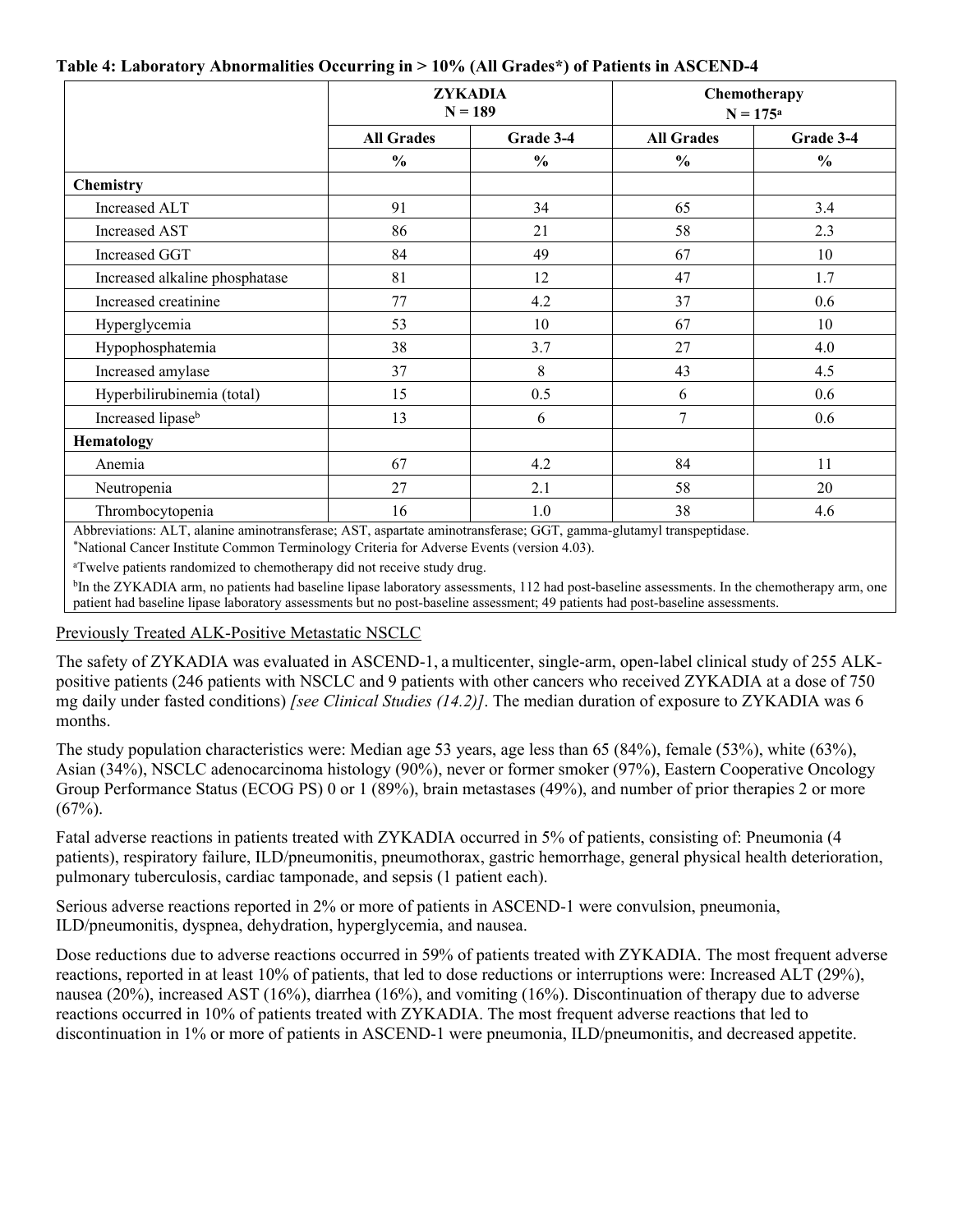**Table 4: Laboratory Abnormalities Occurring in > 10% (All Grades*) of Patients in ASCEND-4**

| | ZYKADIA N = 189 | | Chemotherapy N = 175[a] | |
|---|---|---|---|---|
| | All Grades | Grade 3-4 | All Grades | Grade 3-4 |
| | % | % | % | % |
| **Chemistry** | | | | |
| Increased ALT | 91 | 34 | 65 | 3.4 |
| Increased AST | 86 | 21 | 58 | 2.3 |
| Increased GGT | 84 | 49 | 67 | 10 |
| Increased alkaline phosphatase | 81 | 12 | 47 | 1.7 |
| Increased creatinine | 77 | 4.2 | 37 | 0.6 |
| Hyperglycemia | 53 | 10 | 67 | 10 |
| Hypophosphatemia | 38 | 3.7 | 27 | 4.0 |
| Increased amylase | 37 | 8 | 43 | 4.5 |
| Hyperbilirubinemia (total) | 15 | 0.5 | 6 | 0.6 |
| Increased lipase[b] | 13 | 6 | 7 | 0.6 |
| **Hematology** | | | | |
| Anemia | 67 | 4.2 | 84 | 11 |
| Neutropenia | 27 | 2.1 | 58 | 20 |
| Thrombocytopenia | 16 | 1.0 | 38 | 4.6 |

Abbreviations: ALT, alanine aminotransferase; AST, aspartate aminotransferase; GGT, gamma-glutamyl transpeptidase.

*National Cancer Institute Common Terminology Criteria for Adverse Events (version 4.03).

[a]Twelve patients randomized to chemotherapy did not receive study drug.

[b]In the ZYKADIA arm, no patients had baseline lipase laboratory assessments, 112 had post-baseline assessments. In the chemotherapy arm, one patient had baseline lipase laboratory assessments but no post-baseline assessment; 49 patients had post-baseline assessments.

<u>Previously Treated ALK-Positive Metastatic NSCLC</u>

The safety of ZYKADIA was evaluated in ASCEND-1, a multicenter, single-arm, open-label clinical study of 255 ALK-positive patients (246 patients with NSCLC and 9 patients with other cancers who received ZYKADIA at a dose of 750 mg daily under fasted conditions) *[see Clinical Studies (14.2)]*. The median duration of exposure to ZYKADIA was 6 months.

The study population characteristics were: Median age 53 years, age less than 65 (84%), female (53%), white (63%), Asian (34%), NSCLC adenocarcinoma histology (90%), never or former smoker (97%), Eastern Cooperative Oncology Group Performance Status (ECOG PS) 0 or 1 (89%), brain metastases (49%), and number of prior therapies 2 or more (67%).

Fatal adverse reactions in patients treated with ZYKADIA occurred in 5% of patients, consisting of: Pneumonia (4 patients), respiratory failure, ILD/pneumonitis, pneumothorax, gastric hemorrhage, general physical health deterioration, pulmonary tuberculosis, cardiac tamponade, and sepsis (1 patient each).

Serious adverse reactions reported in 2% or more of patients in ASCEND-1 were convulsion, pneumonia, ILD/pneumonitis, dyspnea, dehydration, hyperglycemia, and nausea.

Dose reductions due to adverse reactions occurred in 59% of patients treated with ZYKADIA. The most frequent adverse reactions, reported in at least 10% of patients, that led to dose reductions or interruptions were: Increased ALT (29%), nausea (20%), increased AST (16%), diarrhea (16%), and vomiting (16%). Discontinuation of therapy due to adverse reactions occurred in 10% of patients treated with ZYKADIA. The most frequent adverse reactions that led to discontinuation in 1% or more of patients in ASCEND-1 were pneumonia, ILD/pneumonitis, and decreased appetite.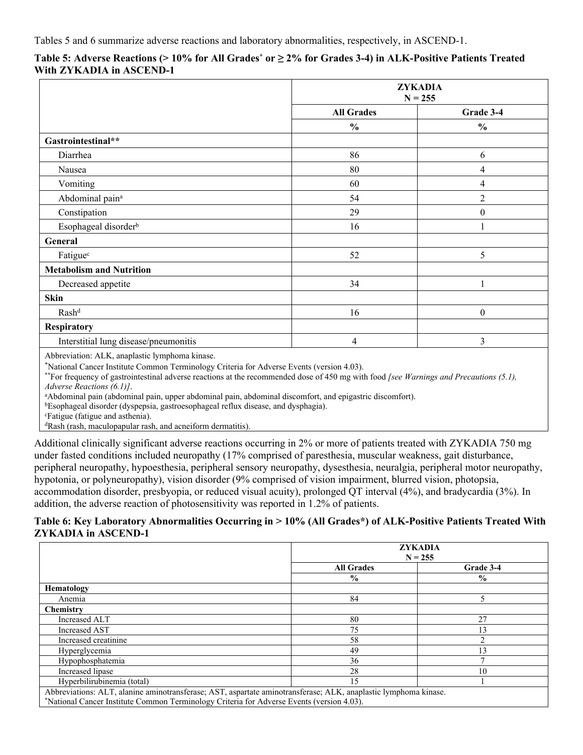Tables 5 and 6 summarize adverse reactions and laboratory abnormalities, respectively, in ASCEND-1.

**Table 5: Adverse Reactions (> 10% for All Grades[*] or ≥ 2% for Grades 3-4) in ALK-Positive Patients Treated With ZYKADIA in ASCEND-1**

| | ZYKADIA N = 255 | |
|---|---|---|
| | **All Grades** | **Grade 3-4** |
| | **%** | **%** |
| **Gastrointestinal**** | | |
| Diarrhea | 86 | 6 |
| Nausea | 80 | 4 |
| Vomiting | 60 | 4 |
| Abdominal pain[a] | 54 | 2 |
| Constipation | 29 | 0 |
| Esophageal disorder[b] | 16 | 1 |
| **General** | | |
| Fatigue[c] | 52 | 5 |
| **Metabolism and Nutrition** | | |
| Decreased appetite | 34 | 1 |
| **Skin** | | |
| Rash[d] | 16 | 0 |
| **Respiratory** | | |
| Interstitial lung disease/pneumonitis | 4 | 3 |

Abbreviation: ALK, anaplastic lymphoma kinase.
[*]National Cancer Institute Common Terminology Criteria for Adverse Events (version 4.03).
[**]For frequency of gastrointestinal adverse reactions at the recommended dose of 450 mg with food *[see Warnings and Precautions (5.1), Adverse Reactions (6.1)]*.
[a]Abdominal pain (abdominal pain, upper abdominal pain, abdominal discomfort, and epigastric discomfort).
[b]Esophageal disorder (dyspepsia, gastroesophageal reflux disease, and dysphagia).
[c]Fatigue (fatigue and asthenia).
[d]Rash (rash, maculopapular rash, and acneiform dermatitis).

Additional clinically significant adverse reactions occurring in 2% or more of patients treated with ZYKADIA 750 mg under fasted conditions included neuropathy (17% comprised of paresthesia, muscular weakness, gait disturbance, peripheral neuropathy, hypoesthesia, peripheral sensory neuropathy, dysesthesia, neuralgia, peripheral motor neuropathy, hypotonia, or polyneuropathy), vision disorder (9% comprised of vision impairment, blurred vision, photopsia, accommodation disorder, presbyopia, or reduced visual acuity), prolonged QT interval (4%), and bradycardia (3%). In addition, the adverse reaction of photosensitivity was reported in 1.2% of patients.

**Table 6: Key Laboratory Abnormalities Occurring in > 10% (All Grades*) of ALK-Positive Patients Treated With ZYKADIA in ASCEND-1**

| | ZYKADIA N = 255 | |
|---|---|---|
| | **All Grades** | **Grade 3-4** |
| | **%** | **%** |
| **Hematology** | | |
| Anemia | 84 | 5 |
| **Chemistry** | | |
| Increased ALT | 80 | 27 |
| Increased AST | 75 | 13 |
| Increased creatinine | 58 | 2 |
| Hyperglycemia | 49 | 13 |
| Hypophosphatemia | 36 | 7 |
| Increased lipase | 28 | 10 |
| Hyperbilirubinemia (total) | 15 | 1 |

Abbreviations: ALT, alanine aminotransferase; AST, aspartate aminotransferase; ALK, anaplastic lymphoma kinase.
[*]National Cancer Institute Common Terminology Criteria for Adverse Events (version 4.03).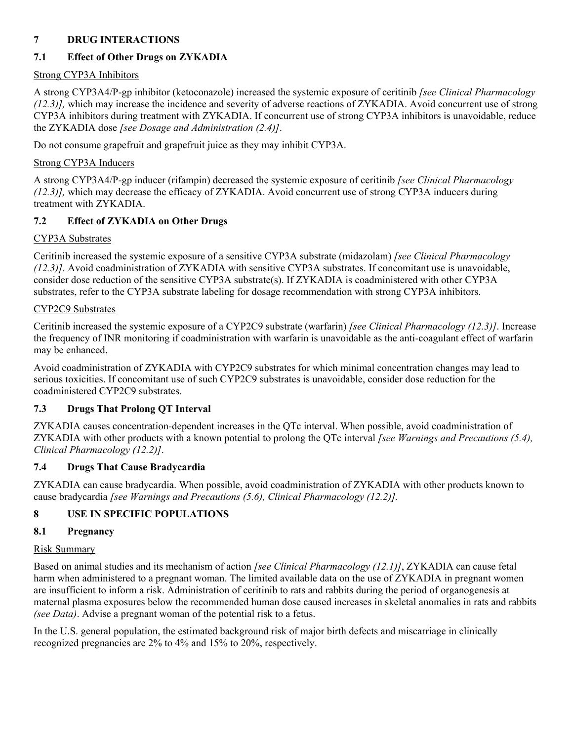## 7 DRUG INTERACTIONS

### 7.1 Effect of Other Drugs on ZYKADIA

Strong CYP3A Inhibitors

A strong CYP3A4/P-gp inhibitor (ketoconazole) increased the systemic exposure of ceritinib *[see Clinical Pharmacology (12.3)],* which may increase the incidence and severity of adverse reactions of ZYKADIA. Avoid concurrent use of strong CYP3A inhibitors during treatment with ZYKADIA. If concurrent use of strong CYP3A inhibitors is unavoidable, reduce the ZYKADIA dose *[see Dosage and Administration (2.4)]*.

Do not consume grapefruit and grapefruit juice as they may inhibit CYP3A.

Strong CYP3A Inducers

A strong CYP3A4/P-gp inducer (rifampin) decreased the systemic exposure of ceritinib *[see Clinical Pharmacology (12.3)],* which may decrease the efficacy of ZYKADIA. Avoid concurrent use of strong CYP3A inducers during treatment with ZYKADIA.

### 7.2 Effect of ZYKADIA on Other Drugs

CYP3A Substrates

Ceritinib increased the systemic exposure of a sensitive CYP3A substrate (midazolam) *[see Clinical Pharmacology (12.3)]*. Avoid coadministration of ZYKADIA with sensitive CYP3A substrates. If concomitant use is unavoidable, consider dose reduction of the sensitive CYP3A substrate(s). If ZYKADIA is coadministered with other CYP3A substrates, refer to the CYP3A substrate labeling for dosage recommendation with strong CYP3A inhibitors.

CYP2C9 Substrates

Ceritinib increased the systemic exposure of a CYP2C9 substrate (warfarin) *[see Clinical Pharmacology (12.3)]*. Increase the frequency of INR monitoring if coadministration with warfarin is unavoidable as the anti-coagulant effect of warfarin may be enhanced.

Avoid coadministration of ZYKADIA with CYP2C9 substrates for which minimal concentration changes may lead to serious toxicities. If concomitant use of such CYP2C9 substrates is unavoidable, consider dose reduction for the coadministered CYP2C9 substrates.

### 7.3 Drugs That Prolong QT Interval

ZYKADIA causes concentration-dependent increases in the QTc interval. When possible, avoid coadministration of ZYKADIA with other products with a known potential to prolong the QTc interval *[see Warnings and Precautions (5.4), Clinical Pharmacology (12.2)]*.

### 7.4 Drugs That Cause Bradycardia

ZYKADIA can cause bradycardia. When possible, avoid coadministration of ZYKADIA with other products known to cause bradycardia *[see Warnings and Precautions (5.6), Clinical Pharmacology (12.2)].*

## 8 USE IN SPECIFIC POPULATIONS

### 8.1 Pregnancy

Risk Summary

Based on animal studies and its mechanism of action *[see Clinical Pharmacology (12.1)]*, ZYKADIA can cause fetal harm when administered to a pregnant woman. The limited available data on the use of ZYKADIA in pregnant women are insufficient to inform a risk. Administration of ceritinib to rats and rabbits during the period of organogenesis at maternal plasma exposures below the recommended human dose caused increases in skeletal anomalies in rats and rabbits *(see Data)*. Advise a pregnant woman of the potential risk to a fetus.

In the U.S. general population, the estimated background risk of major birth defects and miscarriage in clinically recognized pregnancies are 2% to 4% and 15% to 20%, respectively.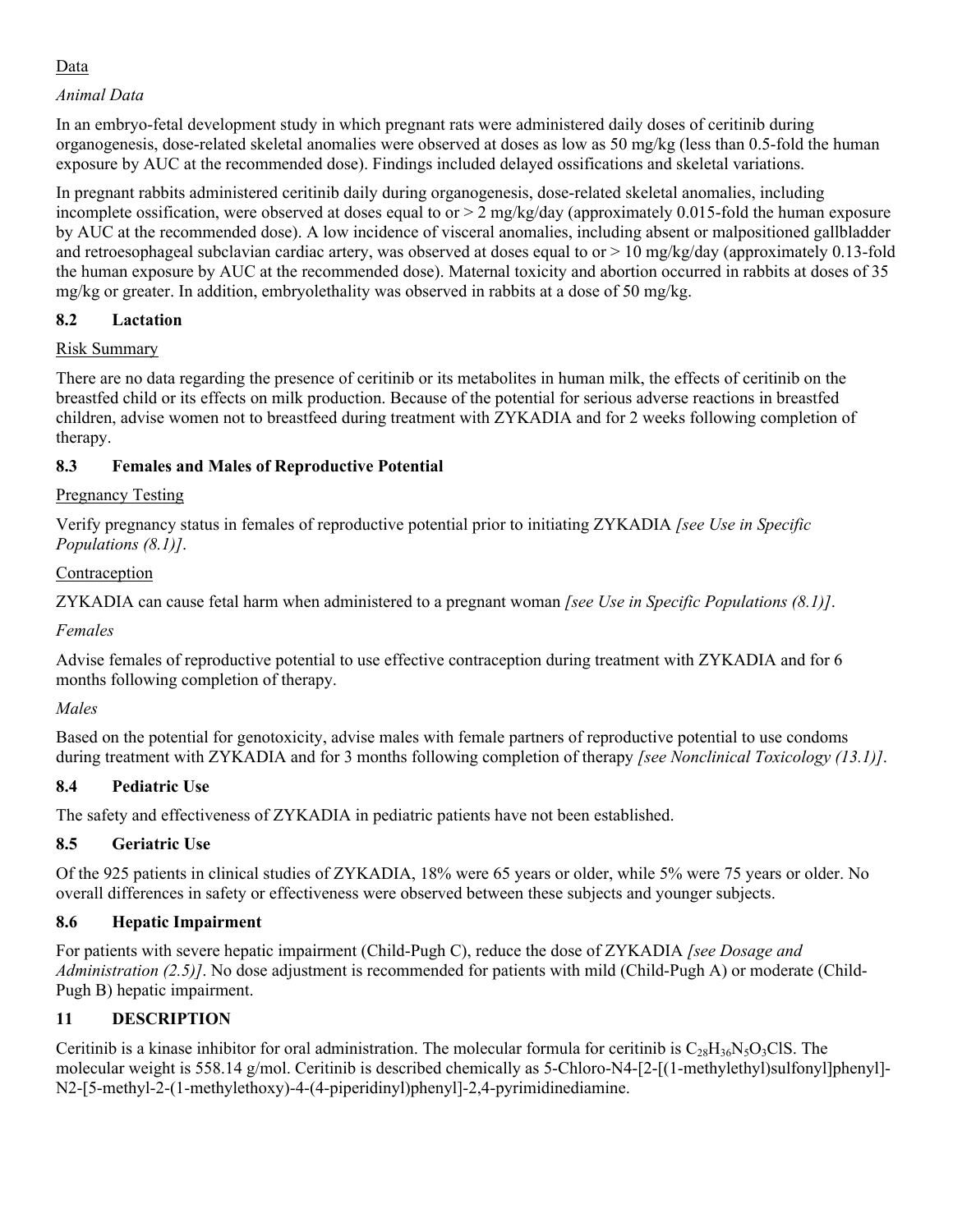Data

*Animal Data*

In an embryo-fetal development study in which pregnant rats were administered daily doses of ceritinib during organogenesis, dose-related skeletal anomalies were observed at doses as low as 50 mg/kg (less than 0.5-fold the human exposure by AUC at the recommended dose). Findings included delayed ossifications and skeletal variations.

In pregnant rabbits administered ceritinib daily during organogenesis, dose-related skeletal anomalies, including incomplete ossification, were observed at doses equal to or > 2 mg/kg/day (approximately 0.015-fold the human exposure by AUC at the recommended dose). A low incidence of visceral anomalies, including absent or malpositioned gallbladder and retroesophageal subclavian cardiac artery, was observed at doses equal to or > 10 mg/kg/day (approximately 0.13-fold the human exposure by AUC at the recommended dose). Maternal toxicity and abortion occurred in rabbits at doses of 35 mg/kg or greater. In addition, embryolethality was observed in rabbits at a dose of 50 mg/kg.

## 8.2 Lactation

Risk Summary

There are no data regarding the presence of ceritinib or its metabolites in human milk, the effects of ceritinib on the breastfed child or its effects on milk production. Because of the potential for serious adverse reactions in breastfed children, advise women not to breastfeed during treatment with ZYKADIA and for 2 weeks following completion of therapy.

## 8.3 Females and Males of Reproductive Potential

Pregnancy Testing

Verify pregnancy status in females of reproductive potential prior to initiating ZYKADIA *[see Use in Specific Populations (8.1)]*.

Contraception

ZYKADIA can cause fetal harm when administered to a pregnant woman *[see Use in Specific Populations (8.1)]*.

*Females*

Advise females of reproductive potential to use effective contraception during treatment with ZYKADIA and for 6 months following completion of therapy.

*Males*

Based on the potential for genotoxicity, advise males with female partners of reproductive potential to use condoms during treatment with ZYKADIA and for 3 months following completion of therapy *[see Nonclinical Toxicology (13.1)]*.

## 8.4 Pediatric Use

The safety and effectiveness of ZYKADIA in pediatric patients have not been established.

## 8.5 Geriatric Use

Of the 925 patients in clinical studies of ZYKADIA, 18% were 65 years or older, while 5% were 75 years or older. No overall differences in safety or effectiveness were observed between these subjects and younger subjects.

## 8.6 Hepatic Impairment

For patients with severe hepatic impairment (Child-Pugh C), reduce the dose of ZYKADIA *[see Dosage and Administration (2.5)]*. No dose adjustment is recommended for patients with mild (Child-Pugh A) or moderate (Child-Pugh B) hepatic impairment.

# 11 DESCRIPTION

Ceritinib is a kinase inhibitor for oral administration. The molecular formula for ceritinib is $C_{28}H_{36}N_5O_3ClS$. The molecular weight is 558.14 g/mol. Ceritinib is described chemically as 5-Chloro-N4-[2-[(1-methylethyl)sulfonyl]phenyl]-N2-[5-methyl-2-(1-methylethoxy)-4-(4-piperidinyl)phenyl]-2,4-pyrimidinediamine.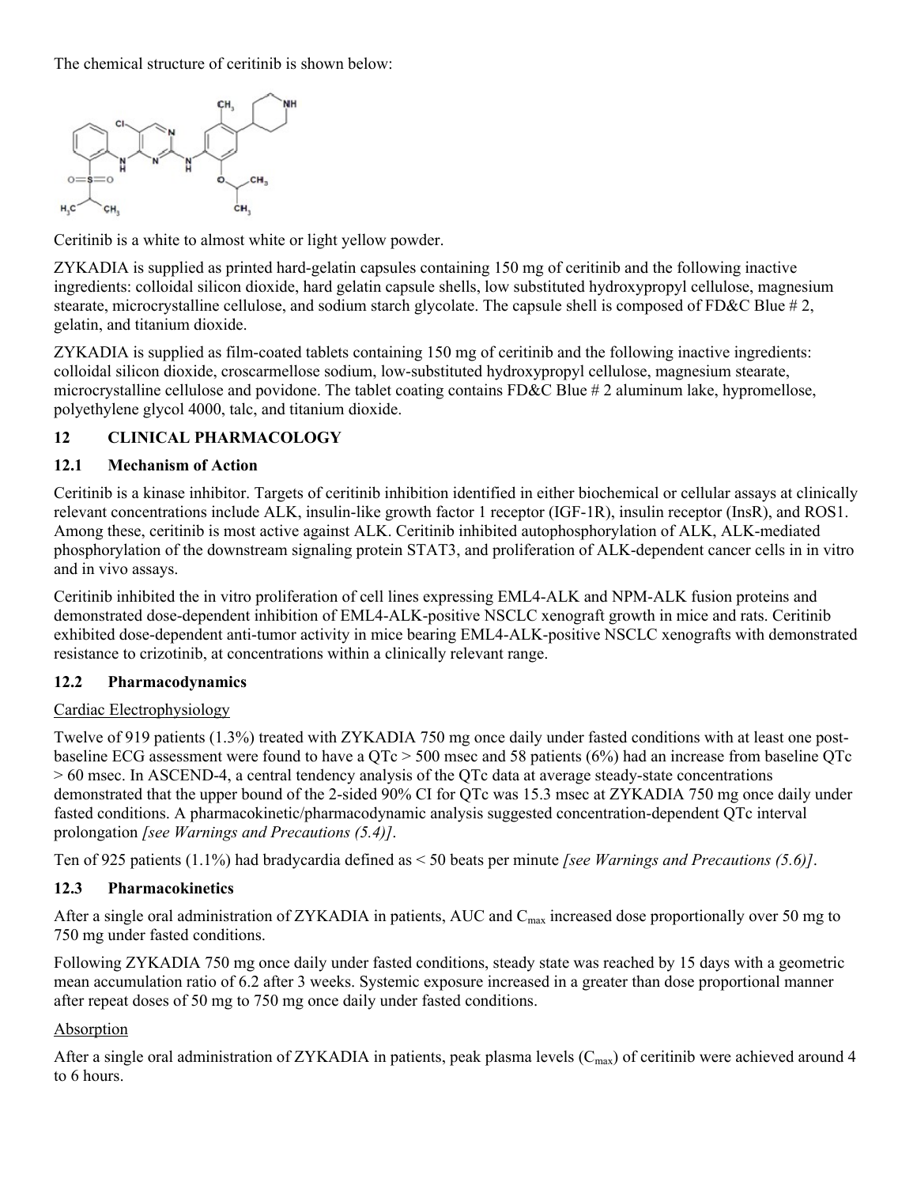The chemical structure of ceritinib is shown below:

Ceritinib is a white to almost white or light yellow powder.

ZYKADIA is supplied as printed hard-gelatin capsules containing 150 mg of ceritinib and the following inactive ingredients: colloidal silicon dioxide, hard gelatin capsule shells, low substituted hydroxypropyl cellulose, magnesium stearate, microcrystalline cellulose, and sodium starch glycolate. The capsule shell is composed of FD&C Blue # 2, gelatin, and titanium dioxide.

ZYKADIA is supplied as film-coated tablets containing 150 mg of ceritinib and the following inactive ingredients: colloidal silicon dioxide, croscarmellose sodium, low-substituted hydroxypropyl cellulose, magnesium stearate, microcrystalline cellulose and povidone. The tablet coating contains FD&C Blue # 2 aluminum lake, hypromellose, polyethylene glycol 4000, talc, and titanium dioxide.

## 12 CLINICAL PHARMACOLOGY

### 12.1 Mechanism of Action

Ceritinib is a kinase inhibitor. Targets of ceritinib inhibition identified in either biochemical or cellular assays at clinically relevant concentrations include ALK, insulin-like growth factor 1 receptor (IGF-1R), insulin receptor (InsR), and ROS1. Among these, ceritinib is most active against ALK. Ceritinib inhibited autophosphorylation of ALK, ALK-mediated phosphorylation of the downstream signaling protein STAT3, and proliferation of ALK-dependent cancer cells in in vitro and in vivo assays.

Ceritinib inhibited the in vitro proliferation of cell lines expressing EML4-ALK and NPM-ALK fusion proteins and demonstrated dose-dependent inhibition of EML4-ALK-positive NSCLC xenograft growth in mice and rats. Ceritinib exhibited dose-dependent anti-tumor activity in mice bearing EML4-ALK-positive NSCLC xenografts with demonstrated resistance to crizotinib, at concentrations within a clinically relevant range.

### 12.2 Pharmacodynamics

Cardiac Electrophysiology

Twelve of 919 patients (1.3%) treated with ZYKADIA 750 mg once daily under fasted conditions with at least one post-baseline ECG assessment were found to have a QTc > 500 msec and 58 patients (6%) had an increase from baseline QTc > 60 msec. In ASCEND-4, a central tendency analysis of the QTc data at average steady-state concentrations demonstrated that the upper bound of the 2-sided 90% CI for QTc was 15.3 msec at ZYKADIA 750 mg once daily under fasted conditions. A pharmacokinetic/pharmacodynamic analysis suggested concentration-dependent QTc interval prolongation *[see Warnings and Precautions (5.4)]*.

Ten of 925 patients (1.1%) had bradycardia defined as < 50 beats per minute *[see Warnings and Precautions (5.6)]*.

### 12.3 Pharmacokinetics

After a single oral administration of ZYKADIA in patients, AUC and $C_{max}$ increased dose proportionally over 50 mg to 750 mg under fasted conditions.

Following ZYKADIA 750 mg once daily under fasted conditions, steady state was reached by 15 days with a geometric mean accumulation ratio of 6.2 after 3 weeks. Systemic exposure increased in a greater than dose proportional manner after repeat doses of 50 mg to 750 mg once daily under fasted conditions.

Absorption

After a single oral administration of ZYKADIA in patients, peak plasma levels ($C_{max}$) of ceritinib were achieved around 4 to 6 hours.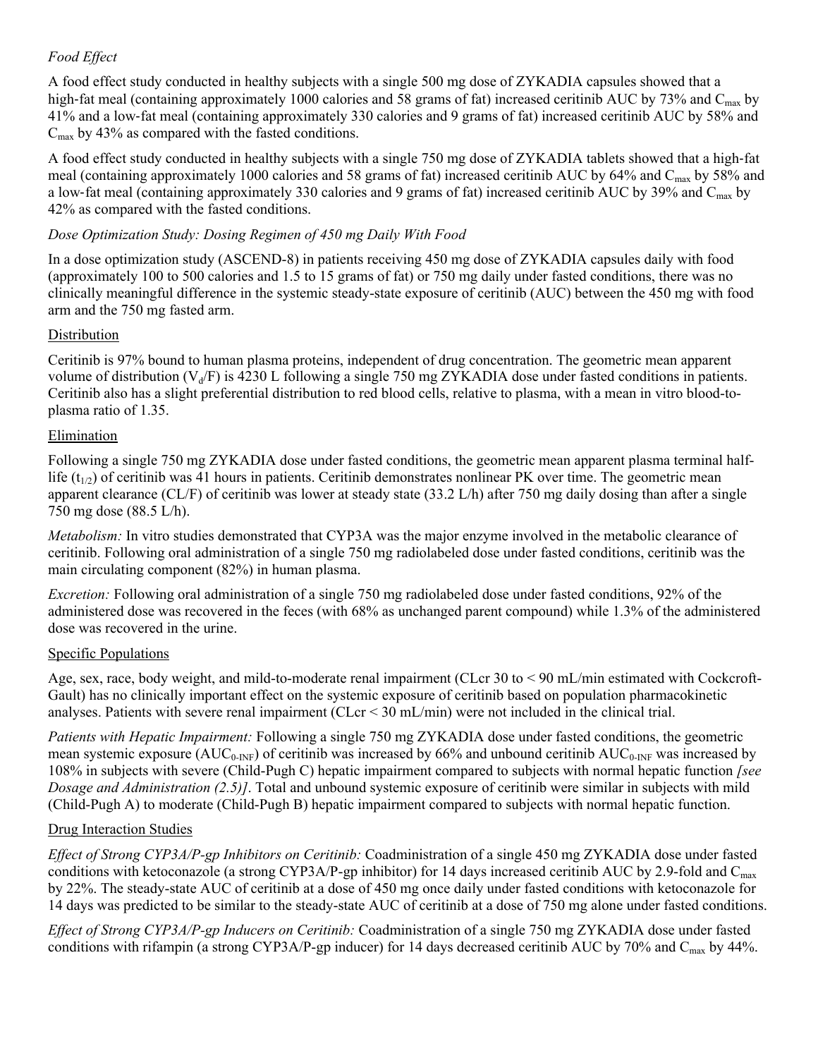*Food Effect*

A food effect study conducted in healthy subjects with a single 500 mg dose of ZYKADIA capsules showed that a high-fat meal (containing approximately 1000 calories and 58 grams of fat) increased ceritinib AUC by 73% and $C_{max}$ by 41% and a low-fat meal (containing approximately 330 calories and 9 grams of fat) increased ceritinib AUC by 58% and $C_{max}$ by 43% as compared with the fasted conditions.

A food effect study conducted in healthy subjects with a single 750 mg dose of ZYKADIA tablets showed that a high-fat meal (containing approximately 1000 calories and 58 grams of fat) increased ceritinib AUC by 64% and $C_{max}$ by 58% and a low-fat meal (containing approximately 330 calories and 9 grams of fat) increased ceritinib AUC by 39% and $C_{max}$ by 42% as compared with the fasted conditions.

*Dose Optimization Study: Dosing Regimen of 450 mg Daily With Food*

In a dose optimization study (ASCEND-8) in patients receiving 450 mg dose of ZYKADIA capsules daily with food (approximately 100 to 500 calories and 1.5 to 15 grams of fat) or 750 mg daily under fasted conditions, there was no clinically meaningful difference in the systemic steady-state exposure of ceritinib (AUC) between the 450 mg with food arm and the 750 mg fasted arm.

Distribution

Ceritinib is 97% bound to human plasma proteins, independent of drug concentration. The geometric mean apparent volume of distribution ($V_d/F$) is 4230 L following a single 750 mg ZYKADIA dose under fasted conditions in patients. Ceritinib also has a slight preferential distribution to red blood cells, relative to plasma, with a mean in vitro blood-to-plasma ratio of 1.35.

Elimination

Following a single 750 mg ZYKADIA dose under fasted conditions, the geometric mean apparent plasma terminal half-life ($t_{1/2}$) of ceritinib was 41 hours in patients. Ceritinib demonstrates nonlinear PK over time. The geometric mean apparent clearance (CL/F) of ceritinib was lower at steady state (33.2 L/h) after 750 mg daily dosing than after a single 750 mg dose (88.5 L/h).

*Metabolism:* In vitro studies demonstrated that CYP3A was the major enzyme involved in the metabolic clearance of ceritinib. Following oral administration of a single 750 mg radiolabeled dose under fasted conditions, ceritinib was the main circulating component (82%) in human plasma.

*Excretion:* Following oral administration of a single 750 mg radiolabeled dose under fasted conditions, 92% of the administered dose was recovered in the feces (with 68% as unchanged parent compound) while 1.3% of the administered dose was recovered in the urine.

Specific Populations

Age, sex, race, body weight, and mild-to-moderate renal impairment (CLcr 30 to < 90 mL/min estimated with Cockcroft-Gault) has no clinically important effect on the systemic exposure of ceritinib based on population pharmacokinetic analyses. Patients with severe renal impairment (CLcr < 30 mL/min) were not included in the clinical trial.

*Patients with Hepatic Impairment:* Following a single 750 mg ZYKADIA dose under fasted conditions, the geometric mean systemic exposure ($AUC_{0\text{-}INF}$) of ceritinib was increased by 66% and unbound ceritinib $AUC_{0\text{-}INF}$ was increased by 108% in subjects with severe (Child-Pugh C) hepatic impairment compared to subjects with normal hepatic function *[see Dosage and Administration (2.5)]*. Total and unbound systemic exposure of ceritinib were similar in subjects with mild (Child-Pugh A) to moderate (Child-Pugh B) hepatic impairment compared to subjects with normal hepatic function.

Drug Interaction Studies

*Effect of Strong CYP3A/P-gp Inhibitors on Ceritinib:* Coadministration of a single 450 mg ZYKADIA dose under fasted conditions with ketoconazole (a strong CYP3A/P-gp inhibitor) for 14 days increased ceritinib AUC by 2.9-fold and $C_{max}$ by 22%. The steady-state AUC of ceritinib at a dose of 450 mg once daily under fasted conditions with ketoconazole for 14 days was predicted to be similar to the steady-state AUC of ceritinib at a dose of 750 mg alone under fasted conditions.

*Effect of Strong CYP3A/P-gp Inducers on Ceritinib:* Coadministration of a single 750 mg ZYKADIA dose under fasted conditions with rifampin (a strong CYP3A/P-gp inducer) for 14 days decreased ceritinib AUC by 70% and $C_{max}$ by 44%.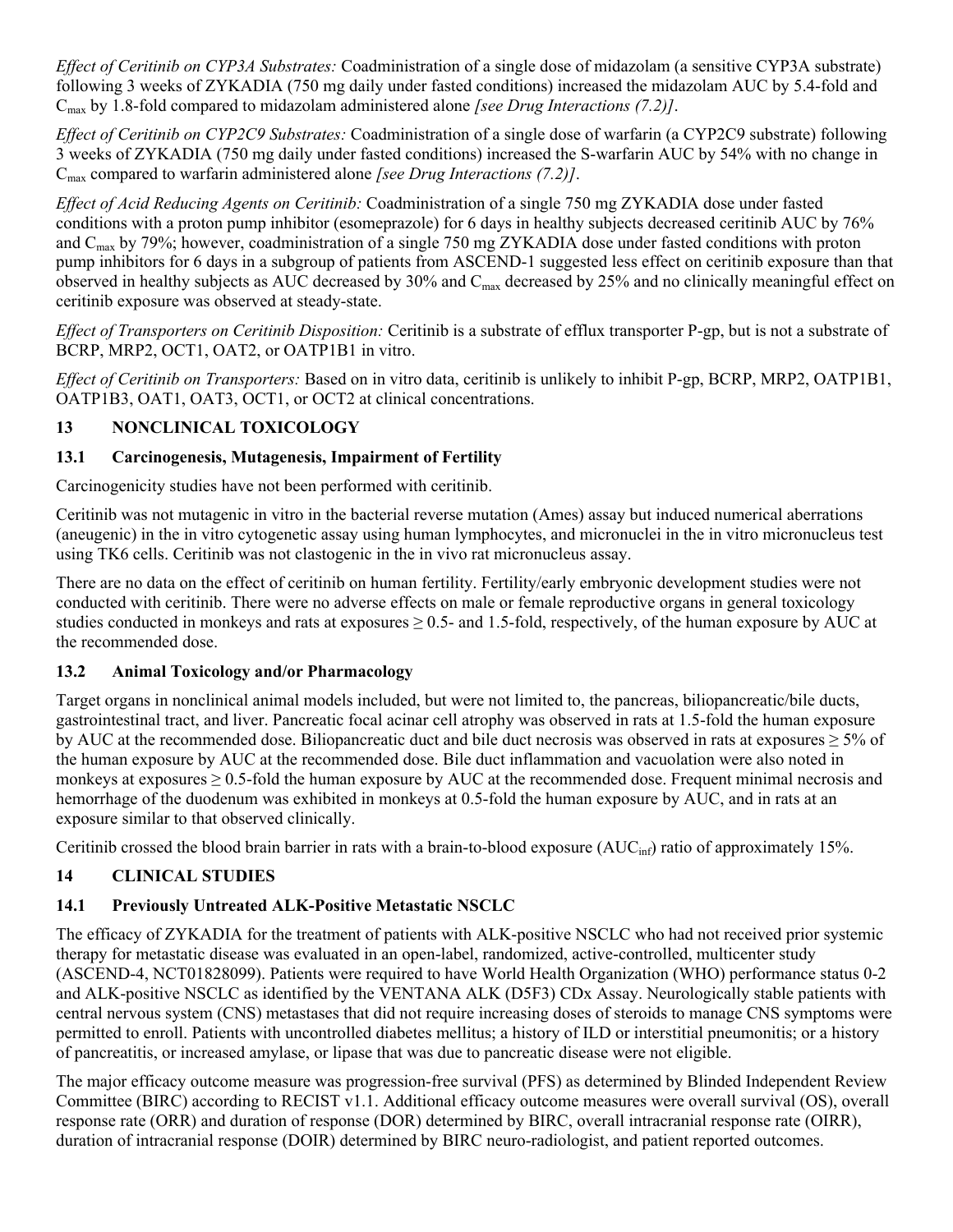*Effect of Ceritinib on CYP3A Substrates:* Coadministration of a single dose of midazolam (a sensitive CYP3A substrate) following 3 weeks of ZYKADIA (750 mg daily under fasted conditions) increased the midazolam AUC by 5.4-fold and $C_{max}$ by 1.8-fold compared to midazolam administered alone *[see Drug Interactions (7.2)]*.

*Effect of Ceritinib on CYP2C9 Substrates:* Coadministration of a single dose of warfarin (a CYP2C9 substrate) following 3 weeks of ZYKADIA (750 mg daily under fasted conditions) increased the S-warfarin AUC by 54% with no change in $C_{max}$ compared to warfarin administered alone *[see Drug Interactions (7.2)]*.

*Effect of Acid Reducing Agents on Ceritinib:* Coadministration of a single 750 mg ZYKADIA dose under fasted conditions with a proton pump inhibitor (esomeprazole) for 6 days in healthy subjects decreased ceritinib AUC by 76% and $C_{max}$ by 79%; however, coadministration of a single 750 mg ZYKADIA dose under fasted conditions with proton pump inhibitors for 6 days in a subgroup of patients from ASCEND-1 suggested less effect on ceritinib exposure than that observed in healthy subjects as AUC decreased by 30% and $C_{max}$ decreased by 25% and no clinically meaningful effect on ceritinib exposure was observed at steady-state.

*Effect of Transporters on Ceritinib Disposition:* Ceritinib is a substrate of efflux transporter P-gp, but is not a substrate of BCRP, MRP2, OCT1, OAT2, or OATP1B1 in vitro.

*Effect of Ceritinib on Transporters:* Based on in vitro data, ceritinib is unlikely to inhibit P-gp, BCRP, MRP2, OATP1B1, OATP1B3, OAT1, OAT3, OCT1, or OCT2 at clinical concentrations.

## 13 NONCLINICAL TOXICOLOGY

### 13.1 Carcinogenesis, Mutagenesis, Impairment of Fertility

Carcinogenicity studies have not been performed with ceritinib.

Ceritinib was not mutagenic in vitro in the bacterial reverse mutation (Ames) assay but induced numerical aberrations (aneugenic) in the in vitro cytogenetic assay using human lymphocytes, and micronuclei in the in vitro micronucleus test using TK6 cells. Ceritinib was not clastogenic in the in vivo rat micronucleus assay.

There are no data on the effect of ceritinib on human fertility. Fertility/early embryonic development studies were not conducted with ceritinib. There were no adverse effects on male or female reproductive organs in general toxicology studies conducted in monkeys and rats at exposures ≥ 0.5- and 1.5-fold, respectively, of the human exposure by AUC at the recommended dose.

### 13.2 Animal Toxicology and/or Pharmacology

Target organs in nonclinical animal models included, but were not limited to, the pancreas, biliopancreatic/bile ducts, gastrointestinal tract, and liver. Pancreatic focal acinar cell atrophy was observed in rats at 1.5-fold the human exposure by AUC at the recommended dose. Biliopancreatic duct and bile duct necrosis was observed in rats at exposures ≥ 5% of the human exposure by AUC at the recommended dose. Bile duct inflammation and vacuolation were also noted in monkeys at exposures ≥ 0.5-fold the human exposure by AUC at the recommended dose. Frequent minimal necrosis and hemorrhage of the duodenum was exhibited in monkeys at 0.5-fold the human exposure by AUC, and in rats at an exposure similar to that observed clinically.

Ceritinib crossed the blood brain barrier in rats with a brain-to-blood exposure ($AUC_{inf}$) ratio of approximately 15%.

## 14 CLINICAL STUDIES

### 14.1 Previously Untreated ALK-Positive Metastatic NSCLC

The efficacy of ZYKADIA for the treatment of patients with ALK-positive NSCLC who had not received prior systemic therapy for metastatic disease was evaluated in an open-label, randomized, active-controlled, multicenter study (ASCEND-4, NCT01828099). Patients were required to have World Health Organization (WHO) performance status 0-2 and ALK-positive NSCLC as identified by the VENTANA ALK (D5F3) CDx Assay. Neurologically stable patients with central nervous system (CNS) metastases that did not require increasing doses of steroids to manage CNS symptoms were permitted to enroll. Patients with uncontrolled diabetes mellitus; a history of ILD or interstitial pneumonitis; or a history of pancreatitis, or increased amylase, or lipase that was due to pancreatic disease were not eligible.

The major efficacy outcome measure was progression-free survival (PFS) as determined by Blinded Independent Review Committee (BIRC) according to RECIST v1.1. Additional efficacy outcome measures were overall survival (OS), overall response rate (ORR) and duration of response (DOR) determined by BIRC, overall intracranial response rate (OIRR), duration of intracranial response (DOIR) determined by BIRC neuro-radiologist, and patient reported outcomes.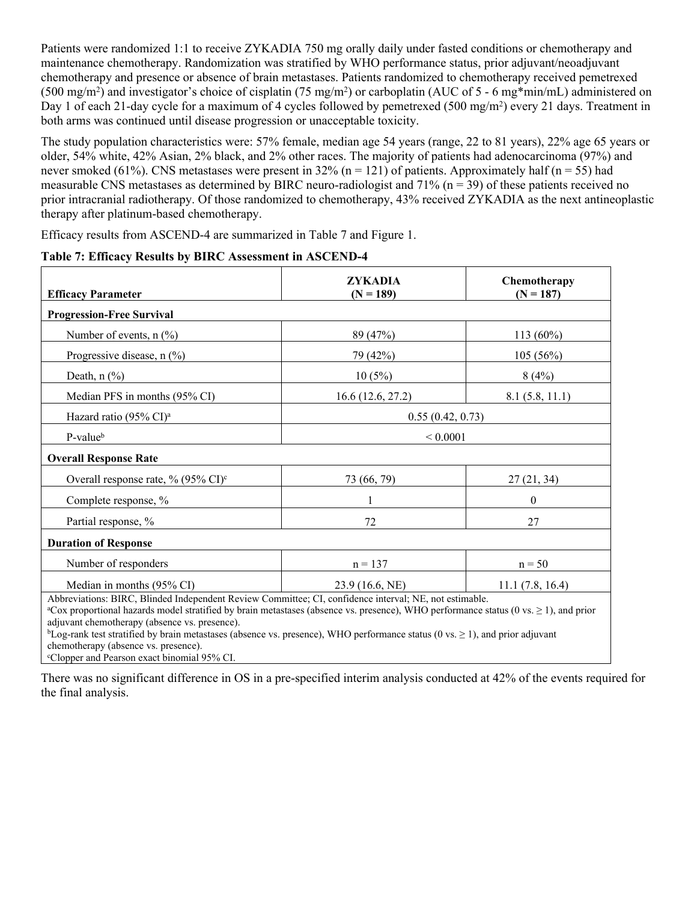Patients were randomized 1:1 to receive ZYKADIA 750 mg orally daily under fasted conditions or chemotherapy and maintenance chemotherapy. Randomization was stratified by WHO performance status, prior adjuvant/neoadjuvant chemotherapy and presence or absence of brain metastases. Patients randomized to chemotherapy received pemetrexed (500 mg/m$^2$) and investigator's choice of cisplatin (75 mg/m$^2$) or carboplatin (AUC of 5 - 6 mg*min/mL) administered on Day 1 of each 21-day cycle for a maximum of 4 cycles followed by pemetrexed (500 mg/m$^2$) every 21 days. Treatment in both arms was continued until disease progression or unacceptable toxicity.

The study population characteristics were: 57% female, median age 54 years (range, 22 to 81 years), 22% age 65 years or older, 54% white, 42% Asian, 2% black, and 2% other races. The majority of patients had adenocarcinoma (97%) and never smoked (61%). CNS metastases were present in 32% (n = 121) of patients. Approximately half (n = 55) had measurable CNS metastases as determined by BIRC neuro-radiologist and 71% (n = 39) of these patients received no prior intracranial radiotherapy. Of those randomized to chemotherapy, 43% received ZYKADIA as the next antineoplastic therapy after platinum-based chemotherapy.

Efficacy results from ASCEND-4 are summarized in Table 7 and Figure 1.

**Table 7: Efficacy Results by BIRC Assessment in ASCEND-4**

| Efficacy Parameter | ZYKADIA (N = 189) | Chemotherapy (N = 187) |
|---|---|---|
| **Progression-Free Survival** | | |
| Number of events, n (%) | 89 (47%) | 113 (60%) |
| Progressive disease, n (%) | 79 (42%) | 105 (56%) |
| Death, n (%) | 10 (5%) | 8 (4%) |
| Median PFS in months (95% CI) | 16.6 (12.6, 27.2) | 8.1 (5.8, 11.1) |
| Hazard ratio (95% CI)[a] | 0.55 (0.42, 0.73) | |
| P-value[b] | < 0.0001 | |
| **Overall Response Rate** | | |
| Overall response rate, % (95% CI)[c] | 73 (66, 79) | 27 (21, 34) |
| Complete response, % | 1 | 0 |
| Partial response, % | 72 | 27 |
| **Duration of Response** | | |
| Number of responders | n = 137 | n = 50 |
| Median in months (95% CI) | 23.9 (16.6, NE) | 11.1 (7.8, 16.4) |

Abbreviations: BIRC, Blinded Independent Review Committee; CI, confidence interval; NE, not estimable.
[a]Cox proportional hazards model stratified by brain metastases (absence vs. presence), WHO performance status (0 vs. ≥ 1), and prior adjuvant chemotherapy (absence vs. presence).
[b]Log-rank test stratified by brain metastases (absence vs. presence), WHO performance status (0 vs. ≥ 1), and prior adjuvant chemotherapy (absence vs. presence).
[c]Clopper and Pearson exact binomial 95% CI.

There was no significant difference in OS in a pre-specified interim analysis conducted at 42% of the events required for the final analysis.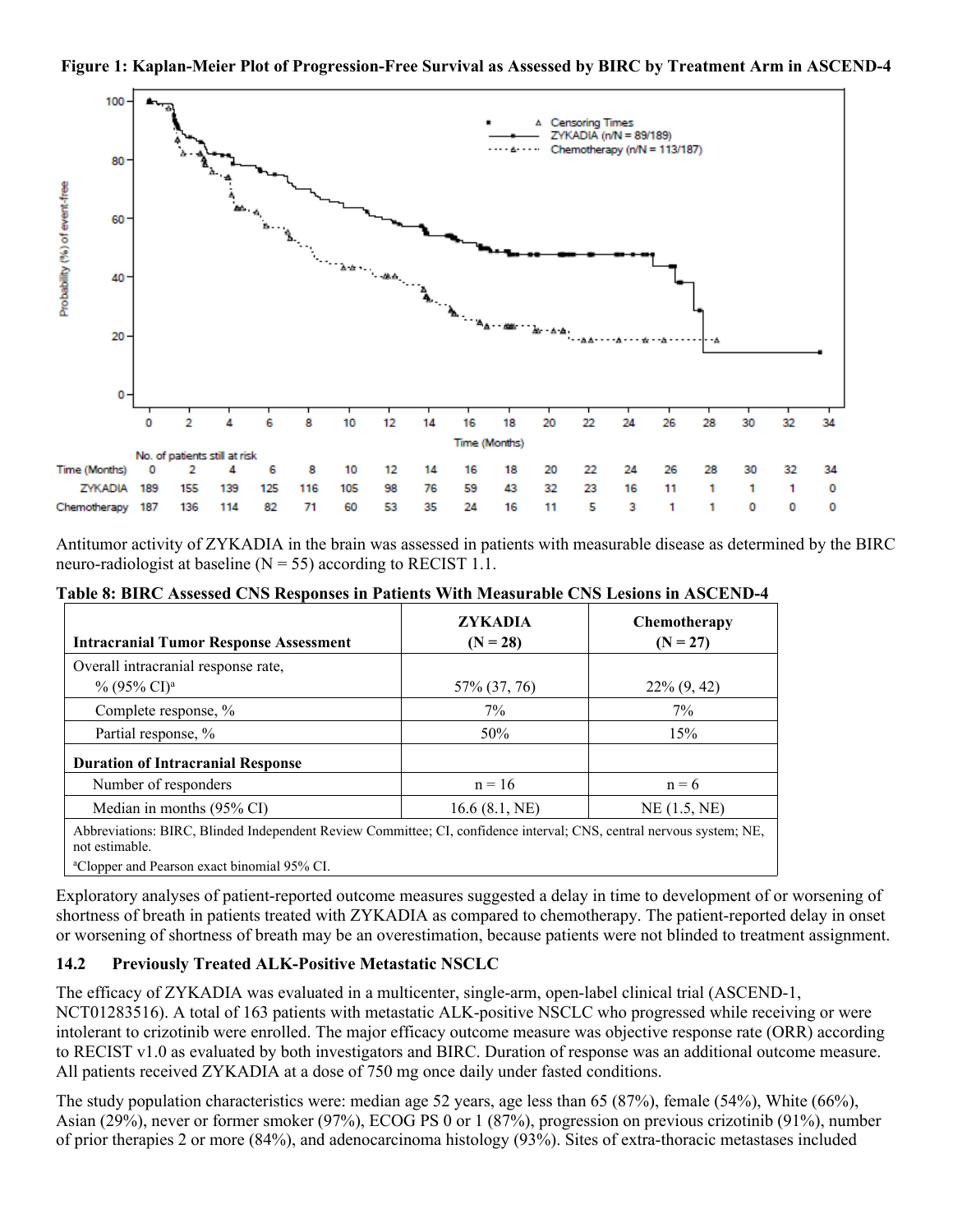**Figure 1: Kaplan-Meier Plot of Progression-Free Survival as Assessed by BIRC by Treatment Arm in ASCEND-4**

No. of patients still at risk

| Time (Months) | 0 | 2 | 4 | 6 | 8 | 10 | 12 | 14 | 16 | 18 | 20 | 22 | 24 | 26 | 28 | 30 | 32 | 34 |
|---|---|---|---|---|---|---|---|---|---|---|---|---|---|---|---|---|---|---|
| ZYKADIA | 189 | 155 | 139 | 125 | 116 | 105 | 98 | 76 | 59 | 43 | 32 | 23 | 16 | 11 | 1 | 1 | 1 | 0 |
| Chemotherapy | 187 | 136 | 114 | 82 | 71 | 60 | 53 | 35 | 24 | 16 | 11 | 5 | 3 | 1 | 1 | 0 | 0 | 0 |

Antitumor activity of ZYKADIA in the brain was assessed in patients with measurable disease as determined by the BIRC neuro-radiologist at baseline (N = 55) according to RECIST 1.1.

**Table 8: BIRC Assessed CNS Responses in Patients With Measurable CNS Lesions in ASCEND-4**

| Intracranial Tumor Response Assessment | ZYKADIA (N = 28) | Chemotherapy (N = 27) |
|---|---|---|
| Overall intracranial response rate, % (95% CI)[a] | 57% (37, 76) | 22% (9, 42) |
| Complete response, % | 7% | 7% |
| Partial response, % | 50% | 15% |
| **Duration of Intracranial Response** | | |
| Number of responders | n = 16 | n = 6 |
| Median in months (95% CI) | 16.6 (8.1, NE) | NE (1.5, NE) |

Abbreviations: BIRC, Blinded Independent Review Committee; CI, confidence interval; CNS, central nervous system; NE, not estimable.

[a]Clopper and Pearson exact binomial 95% CI.

Exploratory analyses of patient-reported outcome measures suggested a delay in time to development of or worsening of shortness of breath in patients treated with ZYKADIA as compared to chemotherapy. The patient-reported delay in onset or worsening of shortness of breath may be an overestimation, because patients were not blinded to treatment assignment.

### 14.2 Previously Treated ALK-Positive Metastatic NSCLC

The efficacy of ZYKADIA was evaluated in a multicenter, single-arm, open-label clinical trial (ASCEND-1, NCT01283516). A total of 163 patients with metastatic ALK-positive NSCLC who progressed while receiving or were intolerant to crizotinib were enrolled. The major efficacy outcome measure was objective response rate (ORR) according to RECIST v1.0 as evaluated by both investigators and BIRC. Duration of response was an additional outcome measure. All patients received ZYKADIA at a dose of 750 mg once daily under fasted conditions.

The study population characteristics were: median age 52 years, age less than 65 (87%), female (54%), White (66%), Asian (29%), never or former smoker (97%), ECOG PS 0 or 1 (87%), progression on previous crizotinib (91%), number of prior therapies 2 or more (84%), and adenocarcinoma histology (93%). Sites of extra-thoracic metastases included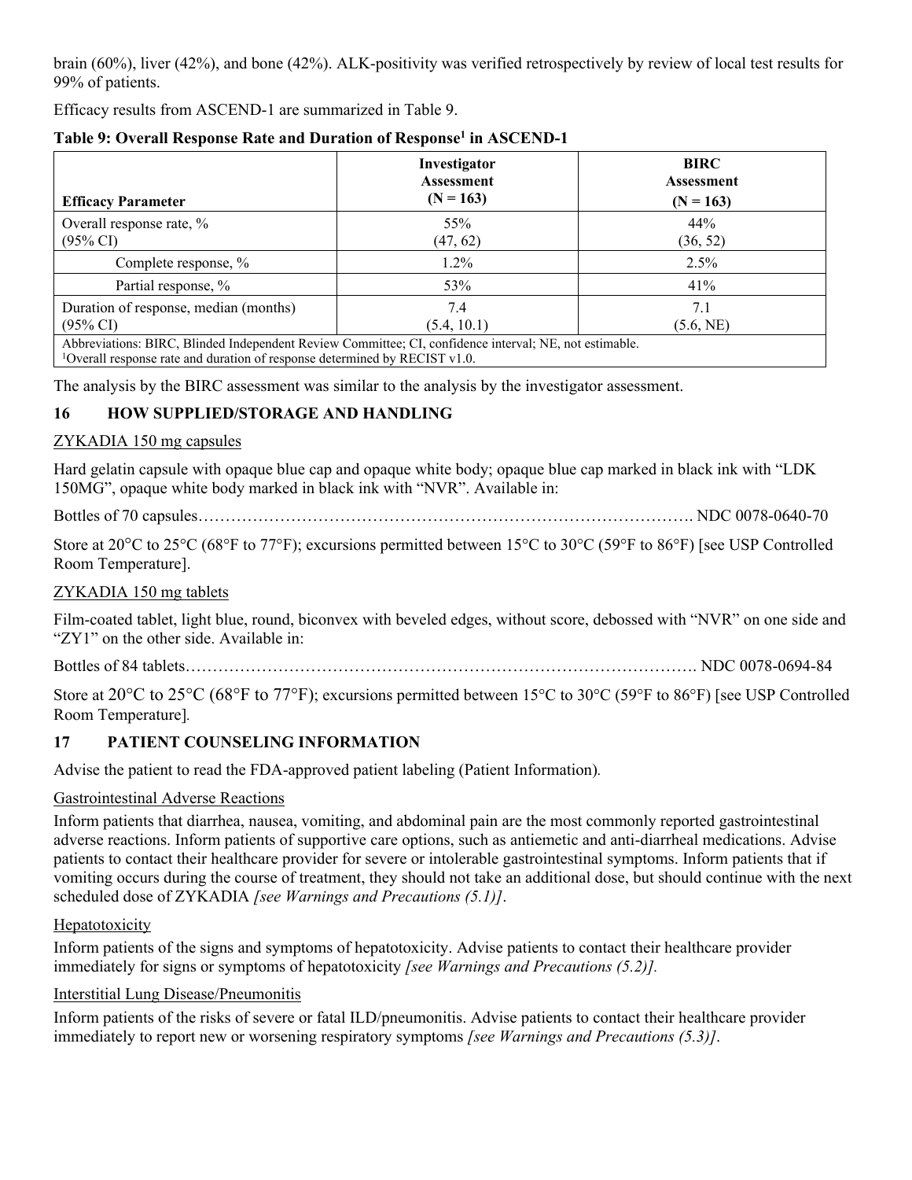brain (60%), liver (42%), and bone (42%). ALK-positivity was verified retrospectively by review of local test results for 99% of patients.

Efficacy results from ASCEND-1 are summarized in Table 9.

**Table 9: Overall Response Rate and Duration of Response[1] in ASCEND-1**

| Efficacy Parameter | Investigator Assessment (N = 163) | BIRC Assessment (N = 163) |
|---|---|---|
| Overall response rate, % (95% CI) | 55% (47, 62) | 44% (36, 52) |
| Complete response, % | 1.2% | 2.5% |
| Partial response, % | 53% | 41% |
| Duration of response, median (months) (95% CI) | 7.4 (5.4, 10.1) | 7.1 (5.6, NE) |

Abbreviations: BIRC, Blinded Independent Review Committee; CI, confidence interval; NE, not estimable.
[1]Overall response rate and duration of response determined by RECIST v1.0.

The analysis by the BIRC assessment was similar to the analysis by the investigator assessment.

## 16 HOW SUPPLIED/STORAGE AND HANDLING

ZYKADIA 150 mg capsules

Hard gelatin capsule with opaque blue cap and opaque white body; opaque blue cap marked in black ink with "LDK 150MG", opaque white body marked in black ink with "NVR". Available in:

Bottles of 70 capsules………………………………………………………………………………. NDC 0078-0640-70

Store at 20°C to 25°C (68°F to 77°F); excursions permitted between 15°C to 30°C (59°F to 86°F) [see USP Controlled Room Temperature].

ZYKADIA 150 mg tablets

Film-coated tablet, light blue, round, biconvex with beveled edges, without score, debossed with "NVR" on one side and "ZY1" on the other side. Available in:

Bottles of 84 tablets…………………………………………………………………………………. NDC 0078-0694-84

Store at 20°C to 25°C (68°F to 77°F); excursions permitted between 15°C to 30°C (59°F to 86°F) [see USP Controlled Room Temperature].

## 17 PATIENT COUNSELING INFORMATION

Advise the patient to read the FDA-approved patient labeling (Patient Information).

Gastrointestinal Adverse Reactions

Inform patients that diarrhea, nausea, vomiting, and abdominal pain are the most commonly reported gastrointestinal adverse reactions. Inform patients of supportive care options, such as antiemetic and anti-diarrheal medications. Advise patients to contact their healthcare provider for severe or intolerable gastrointestinal symptoms. Inform patients that if vomiting occurs during the course of treatment, they should not take an additional dose, but should continue with the next scheduled dose of ZYKADIA *[see Warnings and Precautions (5.1)]*.

Hepatotoxicity

Inform patients of the signs and symptoms of hepatotoxicity. Advise patients to contact their healthcare provider immediately for signs or symptoms of hepatotoxicity *[see Warnings and Precautions (5.2)].*

Interstitial Lung Disease/Pneumonitis

Inform patients of the risks of severe or fatal ILD/pneumonitis. Advise patients to contact their healthcare provider immediately to report new or worsening respiratory symptoms *[see Warnings and Precautions (5.3)]*.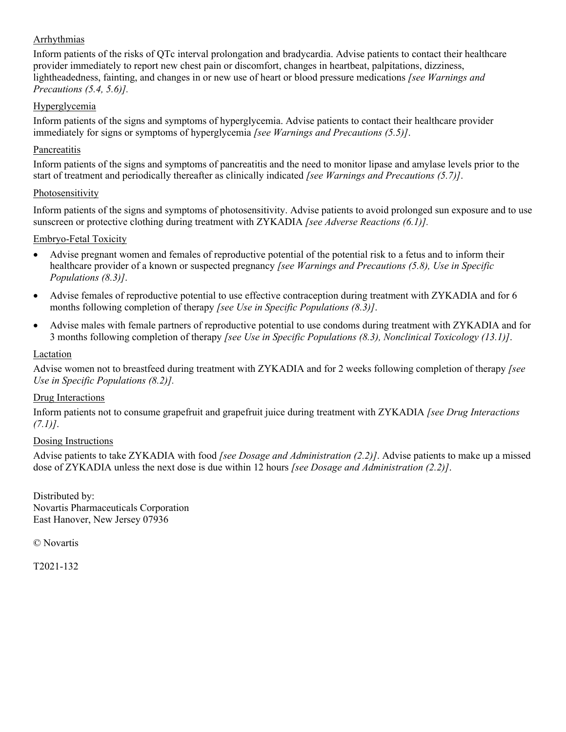Arrhythmias

Inform patients of the risks of QTc interval prolongation and bradycardia. Advise patients to contact their healthcare provider immediately to report new chest pain or discomfort, changes in heartbeat, palpitations, dizziness, lightheadedness, fainting, and changes in or new use of heart or blood pressure medications *[see Warnings and Precautions (5.4, 5.6)].*

Hyperglycemia

Inform patients of the signs and symptoms of hyperglycemia. Advise patients to contact their healthcare provider immediately for signs or symptoms of hyperglycemia *[see Warnings and Precautions (5.5)]*.

Pancreatitis

Inform patients of the signs and symptoms of pancreatitis and the need to monitor lipase and amylase levels prior to the start of treatment and periodically thereafter as clinically indicated *[see Warnings and Precautions (5.7)]*.

Photosensitivity

Inform patients of the signs and symptoms of photosensitivity. Advise patients to avoid prolonged sun exposure and to use sunscreen or protective clothing during treatment with ZYKADIA *[see Adverse Reactions (6.1)].*

Embryo-Fetal Toxicity

- Advise pregnant women and females of reproductive potential of the potential risk to a fetus and to inform their healthcare provider of a known or suspected pregnancy *[see Warnings and Precautions (5.8), Use in Specific Populations (8.3)]*.
- Advise females of reproductive potential to use effective contraception during treatment with ZYKADIA and for 6 months following completion of therapy *[see Use in Specific Populations (8.3)]*.
- Advise males with female partners of reproductive potential to use condoms during treatment with ZYKADIA and for 3 months following completion of therapy *[see Use in Specific Populations (8.3), Nonclinical Toxicology (13.1)]*.

Lactation

Advise women not to breastfeed during treatment with ZYKADIA and for 2 weeks following completion of therapy *[see Use in Specific Populations (8.2)].*

Drug Interactions

Inform patients not to consume grapefruit and grapefruit juice during treatment with ZYKADIA *[see Drug Interactions (7.1)]*.

Dosing Instructions

Advise patients to take ZYKADIA with food *[see Dosage and Administration (2.2)]*. Advise patients to make up a missed dose of ZYKADIA unless the next dose is due within 12 hours *[see Dosage and Administration (2.2)]*.

Distributed by:
Novartis Pharmaceuticals Corporation
East Hanover, New Jersey 07936

© Novartis

T2021-132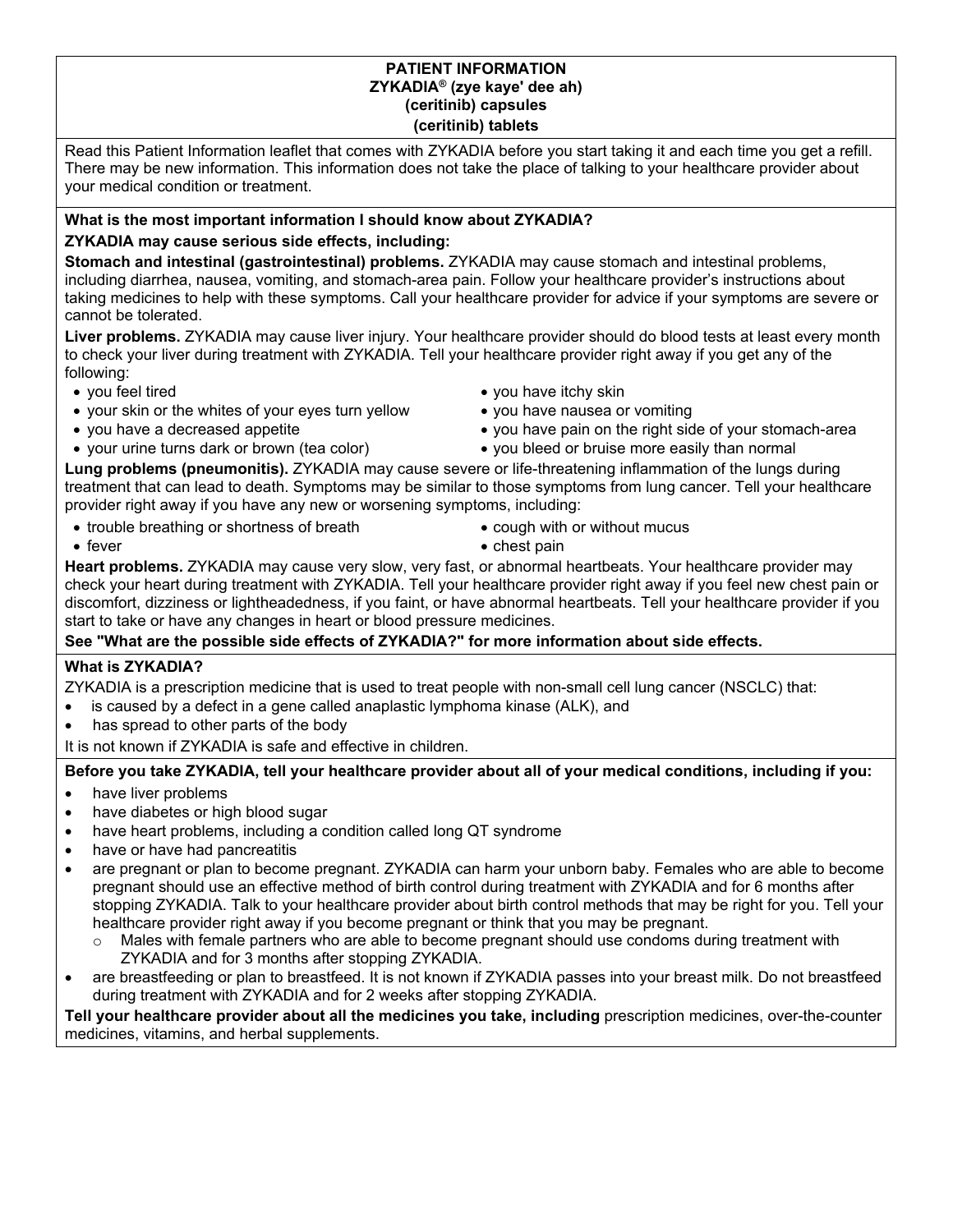# PATIENT INFORMATION
## ZYKADIA® (zye kaye' dee ah)
## (ceritinib) capsules
## (ceritinib) tablets

Read this Patient Information leaflet that comes with ZYKADIA before you start taking it and each time you get a refill. There may be new information. This information does not take the place of talking to your healthcare provider about your medical condition or treatment.

**What is the most important information I should know about ZYKADIA?**

**ZYKADIA may cause serious side effects, including:**

**Stomach and intestinal (gastrointestinal) problems.** ZYKADIA may cause stomach and intestinal problems, including diarrhea, nausea, vomiting, and stomach-area pain. Follow your healthcare provider's instructions about taking medicines to help with these symptoms. Call your healthcare provider for advice if your symptoms are severe or cannot be tolerated.

**Liver problems.** ZYKADIA may cause liver injury. Your healthcare provider should do blood tests at least every month to check your liver during treatment with ZYKADIA. Tell your healthcare provider right away if you get any of the following:

- you feel tired
- your skin or the whites of your eyes turn yellow
- you have a decreased appetite
- your urine turns dark or brown (tea color)
- you have itchy skin
- you have nausea or vomiting
- you have pain on the right side of your stomach-area
- you bleed or bruise more easily than normal

**Lung problems (pneumonitis).** ZYKADIA may cause severe or life-threatening inflammation of the lungs during treatment that can lead to death. Symptoms may be similar to those symptoms from lung cancer. Tell your healthcare provider right away if you have any new or worsening symptoms, including:

- trouble breathing or shortness of breath
- fever
- cough with or without mucus
- chest pain

**Heart problems.** ZYKADIA may cause very slow, very fast, or abnormal heartbeats. Your healthcare provider may check your heart during treatment with ZYKADIA. Tell your healthcare provider right away if you feel new chest pain or discomfort, dizziness or lightheadedness, if you faint, or have abnormal heartbeats. Tell your healthcare provider if you start to take or have any changes in heart or blood pressure medicines.

**See "What are the possible side effects of ZYKADIA?" for more information about side effects.**

**What is ZYKADIA?**

ZYKADIA is a prescription medicine that is used to treat people with non-small cell lung cancer (NSCLC) that:

- is caused by a defect in a gene called anaplastic lymphoma kinase (ALK), and
- has spread to other parts of the body

It is not known if ZYKADIA is safe and effective in children.

**Before you take ZYKADIA, tell your healthcare provider about all of your medical conditions, including if you:**

- have liver problems
- have diabetes or high blood sugar
- have heart problems, including a condition called long QT syndrome
- have or have had pancreatitis
- are pregnant or plan to become pregnant. ZYKADIA can harm your unborn baby. Females who are able to become pregnant should use an effective method of birth control during treatment with ZYKADIA and for 6 months after stopping ZYKADIA. Talk to your healthcare provider about birth control methods that may be right for you. Tell your healthcare provider right away if you become pregnant or think that you may be pregnant.
  - Males with female partners who are able to become pregnant should use condoms during treatment with ZYKADIA and for 3 months after stopping ZYKADIA.
- are breastfeeding or plan to breastfeed. It is not known if ZYKADIA passes into your breast milk. Do not breastfeed during treatment with ZYKADIA and for 2 weeks after stopping ZYKADIA.

**Tell your healthcare provider about all the medicines you take, including** prescription medicines, over-the-counter medicines, vitamins, and herbal supplements.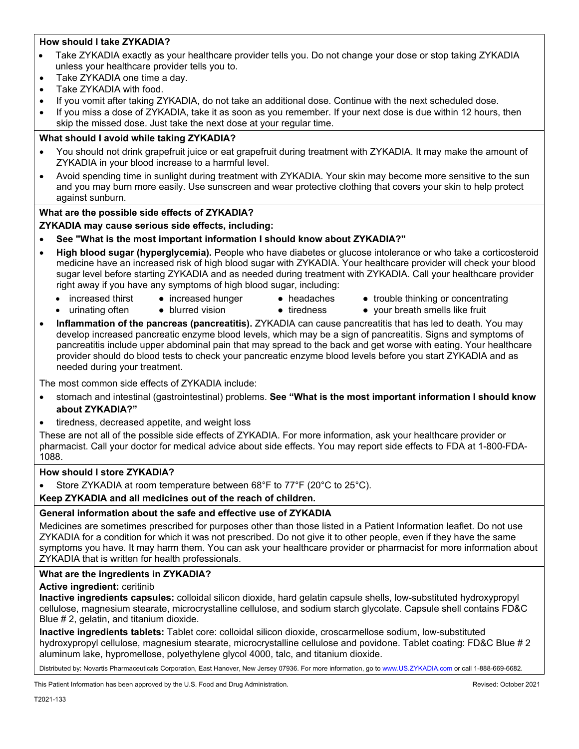**How should I take ZYKADIA?**

- Take ZYKADIA exactly as your healthcare provider tells you. Do not change your dose or stop taking ZYKADIA unless your healthcare provider tells you to.
- Take ZYKADIA one time a day.
- Take ZYKADIA with food.
- If you vomit after taking ZYKADIA, do not take an additional dose. Continue with the next scheduled dose.
- If you miss a dose of ZYKADIA, take it as soon as you remember. If your next dose is due within 12 hours, then skip the missed dose. Just take the next dose at your regular time.

**What should I avoid while taking ZYKADIA?**

- You should not drink grapefruit juice or eat grapefruit during treatment with ZYKADIA. It may make the amount of ZYKADIA in your blood increase to a harmful level.
- Avoid spending time in sunlight during treatment with ZYKADIA. Your skin may become more sensitive to the sun and you may burn more easily. Use sunscreen and wear protective clothing that covers your skin to help protect against sunburn.

**What are the possible side effects of ZYKADIA?**

**ZYKADIA may cause serious side effects, including:**

- **See "What is the most important information I should know about ZYKADIA?"**
- **High blood sugar (hyperglycemia).** People who have diabetes or glucose intolerance or who take a corticosteroid medicine have an increased risk of high blood sugar with ZYKADIA. Your healthcare provider will check your blood sugar level before starting ZYKADIA and as needed during treatment with ZYKADIA. Call your healthcare provider right away if you have any symptoms of high blood sugar, including:
  - increased thirst
  - urinating often
  - increased hunger
  - blurred vision
  - headaches
  - tiredness
  - trouble thinking or concentrating
  - your breath smells like fruit
- **Inflammation of the pancreas (pancreatitis).** ZYKADIA can cause pancreatitis that has led to death. You may develop increased pancreatic enzyme blood levels, which may be a sign of pancreatitis. Signs and symptoms of pancreatitis include upper abdominal pain that may spread to the back and get worse with eating. Your healthcare provider should do blood tests to check your pancreatic enzyme blood levels before you start ZYKADIA and as needed during your treatment.

The most common side effects of ZYKADIA include:

- stomach and intestinal (gastrointestinal) problems. **See "What is the most important information I should know about ZYKADIA?"**
- tiredness, decreased appetite, and weight loss

These are not all of the possible side effects of ZYKADIA. For more information, ask your healthcare provider or pharmacist. Call your doctor for medical advice about side effects. You may report side effects to FDA at 1-800-FDA-1088.

**How should I store ZYKADIA?**

- Store ZYKADIA at room temperature between 68°F to 77°F (20°C to 25°C).

**Keep ZYKADIA and all medicines out of the reach of children.**

**General information about the safe and effective use of ZYKADIA**

Medicines are sometimes prescribed for purposes other than those listed in a Patient Information leaflet. Do not use ZYKADIA for a condition for which it was not prescribed. Do not give it to other people, even if they have the same symptoms you have. It may harm them. You can ask your healthcare provider or pharmacist for more information about ZYKADIA that is written for health professionals.

**What are the ingredients in ZYKADIA?**

**Active ingredient:** ceritinib

**Inactive ingredients capsules:** colloidal silicon dioxide, hard gelatin capsule shells, low-substituted hydroxypropyl cellulose, magnesium stearate, microcrystalline cellulose, and sodium starch glycolate. Capsule shell contains FD&C Blue # 2, gelatin, and titanium dioxide.

**Inactive ingredients tablets:** Tablet core: colloidal silicon dioxide, croscarmellose sodium, low-substituted hydroxypropyl cellulose, magnesium stearate, microcrystalline cellulose and povidone. Tablet coating: FD&C Blue # 2 aluminum lake, hypromellose, polyethylene glycol 4000, talc, and titanium dioxide.

Distributed by: Novartis Pharmaceuticals Corporation, East Hanover, New Jersey 07936. For more information, go to www.US.ZYKADIA.com or call 1-888-669-6682.

This Patient Information has been approved by the U.S. Food and Drug Administration. Revised: October 2021

T2021-133